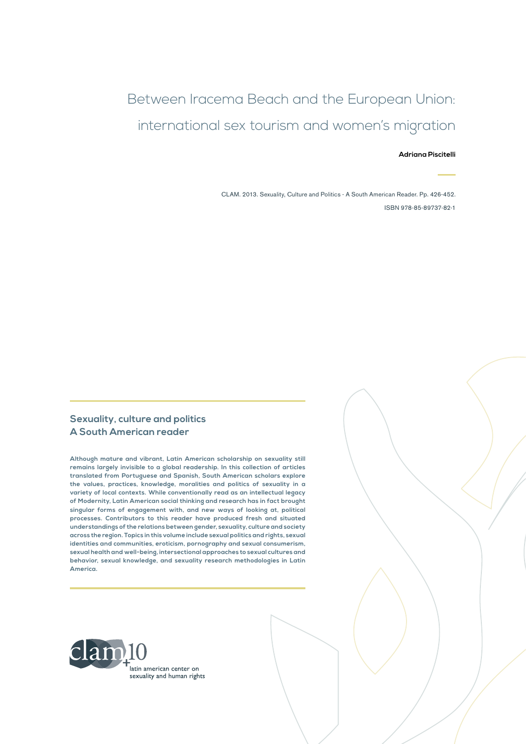# Between Iracema Beach and the European Union: international sex tourism and women's migration

**Adriana Piscitelli**

CLAM. 2013. Sexuality, Culture and Politics - A South American Reader. Pp. 426-452.

ISBN 978-85-89737-82-1

## Sexuality, culture and politics
## A South American reader

**Although mature and vibrant, Latin American scholarship on sexuality still remains largely invisible to a global readership. In this collection of articles translated from Portuguese and Spanish, South American scholars explore the values, practices, knowledge, moralities and politics of sexuality in a variety of local contexts. While conventionally read as an intellectual legacy of Modernity, Latin American social thinking and research has in fact brought singular forms of engagement with, and new ways of looking at, political processes. Contributors to this reader have produced fresh and situated understandings of the relations between gender, sexuality, culture and society across the region. Topics in this volume include sexual politics and rights, sexual identities and communities, eroticism, pornography and sexual consumerism, sexual health and well-being, intersectional approaches to sexual cultures and behavior, sexual knowledge, and sexuality research methodologies in Latin America.**

clam+10

latin american center on sexuality and human rights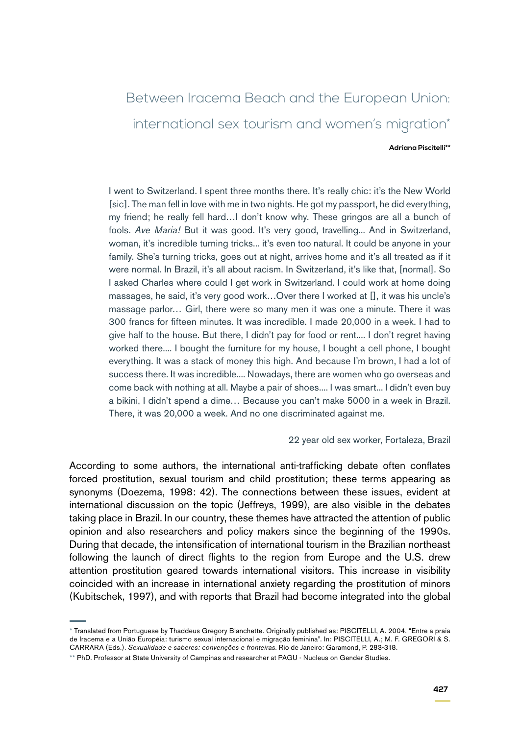# Between Iracema Beach and the European Union: international sex tourism and women's migration*

**Adriana Piscitelli****

> I went to Switzerland. I spent three months there. It's really chic: it's the New World [sic]. The man fell in love with me in two nights. He got my passport, he did everything, my friend; he really fell hard…I don't know why. These gringos are all a bunch of fools. *Ave Maria!* But it was good. It's very good, travelling... And in Switzerland, woman, it's incredible turning tricks... it's even too natural. It could be anyone in your family. She's turning tricks, goes out at night, arrives home and it's all treated as if it were normal. In Brazil, it's all about racism. In Switzerland, it's like that, [normal]. So I asked Charles where could I get work in Switzerland. I could work at home doing massages, he said, it's very good work…Over there I worked at [], it was his uncle's massage parlor… Girl, there were so many men it was one a minute. There it was 300 francs for fifteen minutes. It was incredible. I made 20,000 in a week. I had to give half to the house. But there, I didn't pay for food or rent.... I don't regret having worked there.... I bought the furniture for my house, I bought a cell phone, I bought everything. It was a stack of money this high. And because I'm brown, I had a lot of success there. It was incredible.... Nowadays, there are women who go overseas and come back with nothing at all. Maybe a pair of shoes.... I was smart... I didn't even buy a bikini, I didn't spend a dime… Because you can't make 5000 in a week in Brazil. There, it was 20,000 a week. And no one discriminated against me.
>
> 22 year old sex worker, Fortaleza, Brazil

According to some authors, the international anti-trafficking debate often conflates forced prostitution, sexual tourism and child prostitution; these terms appearing as synonyms (Doezema, 1998: 42). The connections between these issues, evident at international discussion on the topic (Jeffreys, 1999), are also visible in the debates taking place in Brazil. In our country, these themes have attracted the attention of public opinion and also researchers and policy makers since the beginning of the 1990s. During that decade, the intensification of international tourism in the Brazilian northeast following the launch of direct flights to the region from Europe and the U.S. drew attention prostitution geared towards international visitors. This increase in visibility coincided with an increase in international anxiety regarding the prostitution of minors (Kubitschek, 1997), and with reports that Brazil had become integrated into the global

\* Translated from Portuguese by Thaddeus Gregory Blanchette. Originally published as: PISCITELLI, A. 2004. "Entre a praia de Iracema e a União Européia: turismo sexual internacional e migração feminina". In: PISCITELLI, A.; M. F. GREGORI & S. CARRARA (Eds.). *Sexualidade e saberes: convenções e fronteiras*. Rio de Janeiro: Garamond, P. 283-318.

\*\* PhD. Professor at State University of Campinas and researcher at PAGU - Nucleus on Gender Studies.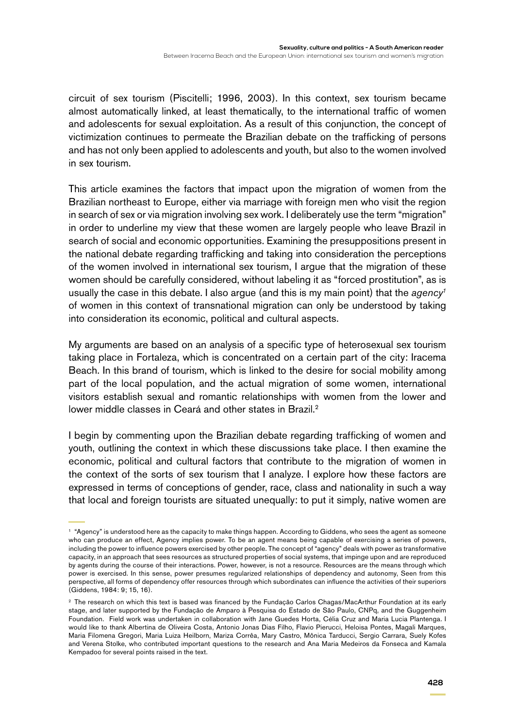circuit of sex tourism (Piscitelli; 1996, 2003). In this context, sex tourism became almost automatically linked, at least thematically, to the international traffic of women and adolescents for sexual exploitation. As a result of this conjunction, the concept of victimization continues to permeate the Brazilian debate on the trafficking of persons and has not only been applied to adolescents and youth, but also to the women involved in sex tourism.

This article examines the factors that impact upon the migration of women from the Brazilian northeast to Europe, either via marriage with foreign men who visit the region in search of sex or via migration involving sex work. I deliberately use the term "migration" in order to underline my view that these women are largely people who leave Brazil in search of social and economic opportunities. Examining the presuppositions present in the national debate regarding trafficking and taking into consideration the perceptions of the women involved in international sex tourism, I argue that the migration of these women should be carefully considered, without labeling it as "forced prostitution", as is usually the case in this debate. I also argue (and this is my main point) that the *agency*[1] of women in this context of transnational migration can only be understood by taking into consideration its economic, political and cultural aspects.

My arguments are based on an analysis of a specific type of heterosexual sex tourism taking place in Fortaleza, which is concentrated on a certain part of the city: Iracema Beach. In this brand of tourism, which is linked to the desire for social mobility among part of the local population, and the actual migration of some women, international visitors establish sexual and romantic relationships with women from the lower and lower middle classes in Ceará and other states in Brazil.[2]

I begin by commenting upon the Brazilian debate regarding trafficking of women and youth, outlining the context in which these discussions take place. I then examine the economic, political and cultural factors that contribute to the migration of women in the context of the sorts of sex tourism that I analyze. I explore how these factors are expressed in terms of conceptions of gender, race, class and nationality in such a way that local and foreign tourists are situated unequally: to put it simply, native women are

---

[1] "Agency" is understood here as the capacity to make things happen. According to Giddens, who sees the agent as someone who can produce an effect, Agency implies power. To be an agent means being capable of exercising a series of powers, including the power to influence powers exercised by other people. The concept of "agency" deals with power as transformative capacity, in an approach that sees resources as structured properties of social systems, that impinge upon and are reproduced by agents during the course of their interactions. Power, however, is not a resource. Resources are the means through which power is exercised. In this sense, power presumes regularized relationships of dependency and autonomy, Seen from this perspective, all forms of dependency offer resources through which subordinates can influence the activities of their superiors (Giddens, 1984: 9; 15, 16).

[2] The research on which this text is based was financed by the Fundação Carlos Chagas/MacArthur Foundation at its early stage, and later supported by the Fundação de Amparo à Pesquisa do Estado de São Paulo, CNPq, and the Guggenheim Foundation. Field work was undertaken in collaboration with Jane Guedes Horta, Célia Cruz and Maria Lucia Plantenga. I would like to thank Albertina de Oliveira Costa, Antonio Jonas Dias Filho, Flavio Pierucci, Heloisa Pontes, Magali Marques, Maria Filomena Gregori, Maria Luiza Heilborn, Mariza Corrêa, Mary Castro, Mônica Tarducci, Sergio Carrara, Suely Kofes and Verena Stolke, who contributed important questions to the research and Ana Maria Medeiros da Fonseca and Kamala Kempadoo for several points raised in the text.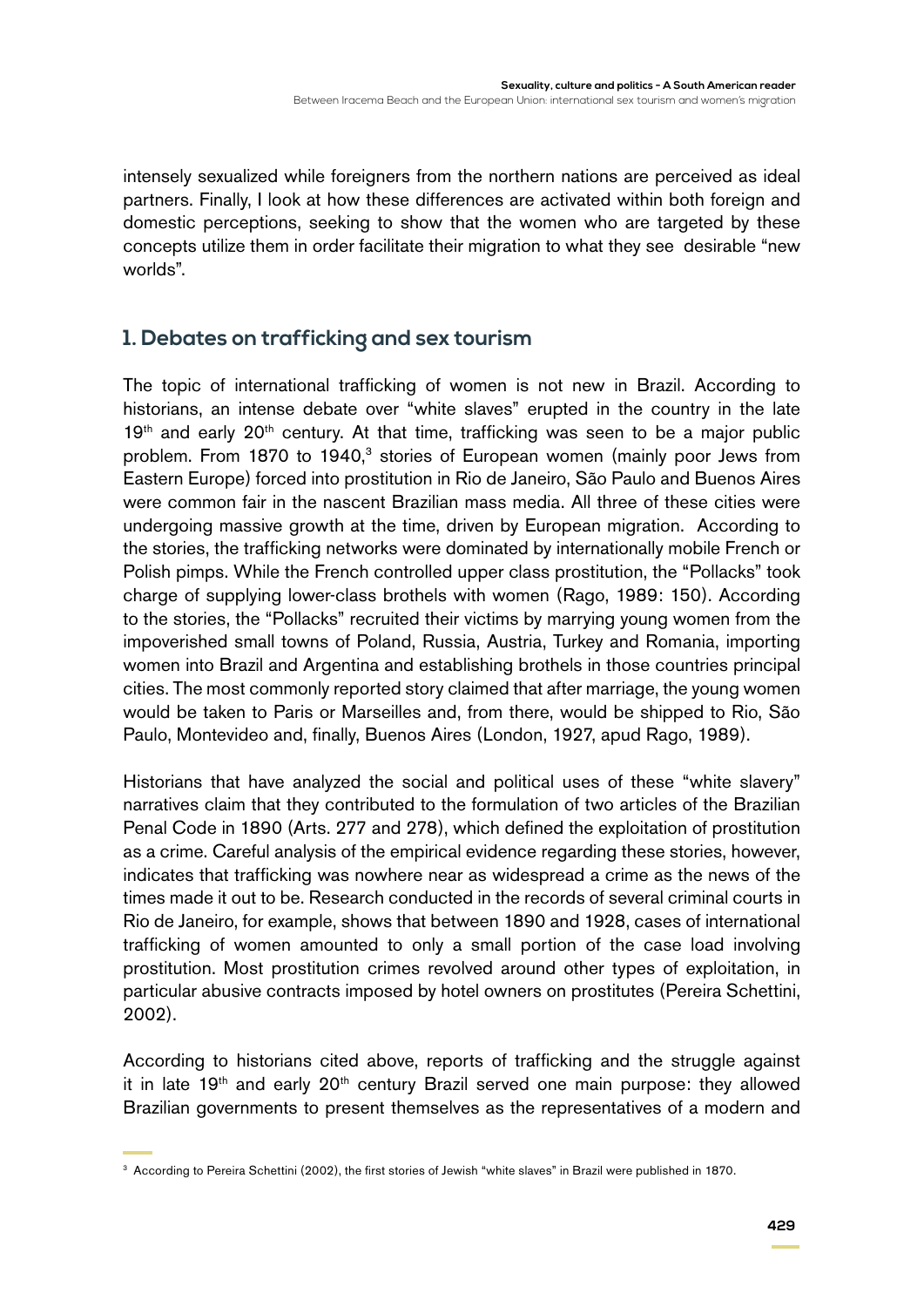intensely sexualized while foreigners from the northern nations are perceived as ideal partners. Finally, I look at how these differences are activated within both foreign and domestic perceptions, seeking to show that the women who are targeted by these concepts utilize them in order facilitate their migration to what they see desirable "new worlds".

## 1. Debates on trafficking and sex tourism

The topic of international trafficking of women is not new in Brazil. According to historians, an intense debate over "white slaves" erupted in the country in the late 19th and early 20th century. At that time, trafficking was seen to be a major public problem. From 1870 to 1940,[3] stories of European women (mainly poor Jews from Eastern Europe) forced into prostitution in Rio de Janeiro, São Paulo and Buenos Aires were common fair in the nascent Brazilian mass media. All three of these cities were undergoing massive growth at the time, driven by European migration. According to the stories, the trafficking networks were dominated by internationally mobile French or Polish pimps. While the French controlled upper class prostitution, the "Pollacks" took charge of supplying lower-class brothels with women (Rago, 1989: 150). According to the stories, the "Pollacks" recruited their victims by marrying young women from the impoverished small towns of Poland, Russia, Austria, Turkey and Romania, importing women into Brazil and Argentina and establishing brothels in those countries principal cities. The most commonly reported story claimed that after marriage, the young women would be taken to Paris or Marseilles and, from there, would be shipped to Rio, São Paulo, Montevideo and, finally, Buenos Aires (London, 1927, apud Rago, 1989).

Historians that have analyzed the social and political uses of these "white slavery" narratives claim that they contributed to the formulation of two articles of the Brazilian Penal Code in 1890 (Arts. 277 and 278), which defined the exploitation of prostitution as a crime. Careful analysis of the empirical evidence regarding these stories, however, indicates that trafficking was nowhere near as widespread a crime as the news of the times made it out to be. Research conducted in the records of several criminal courts in Rio de Janeiro, for example, shows that between 1890 and 1928, cases of international trafficking of women amounted to only a small portion of the case load involving prostitution. Most prostitution crimes revolved around other types of exploitation, in particular abusive contracts imposed by hotel owners on prostitutes (Pereira Schettini, 2002).

According to historians cited above, reports of trafficking and the struggle against it in late 19th and early 20th century Brazil served one main purpose: they allowed Brazilian governments to present themselves as the representatives of a modern and

[3] According to Pereira Schettini (2002), the first stories of Jewish "white slaves" in Brazil were published in 1870.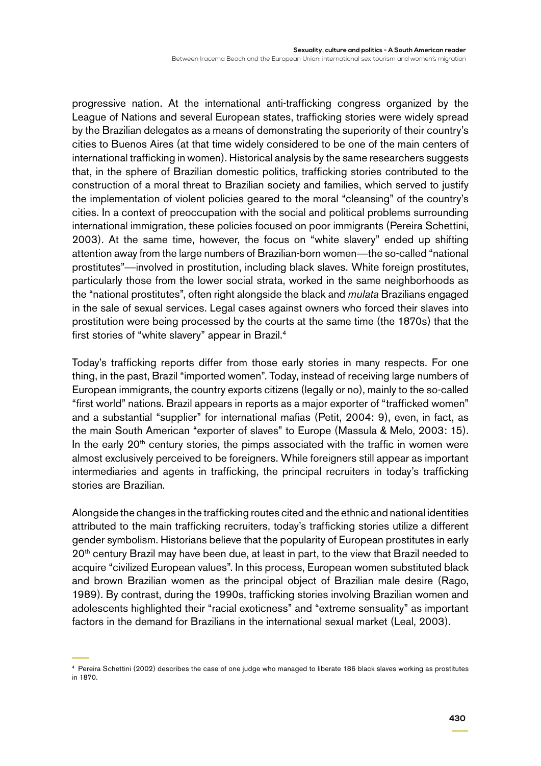progressive nation. At the international anti-trafficking congress organized by the League of Nations and several European states, trafficking stories were widely spread by the Brazilian delegates as a means of demonstrating the superiority of their country's cities to Buenos Aires (at that time widely considered to be one of the main centers of international trafficking in women). Historical analysis by the same researchers suggests that, in the sphere of Brazilian domestic politics, trafficking stories contributed to the construction of a moral threat to Brazilian society and families, which served to justify the implementation of violent policies geared to the moral "cleansing" of the country's cities. In a context of preoccupation with the social and political problems surrounding international immigration, these policies focused on poor immigrants (Pereira Schettini, 2003). At the same time, however, the focus on "white slavery" ended up shifting attention away from the large numbers of Brazilian-born women—the so-called "national prostitutes"—involved in prostitution, including black slaves. White foreign prostitutes, particularly those from the lower social strata, worked in the same neighborhoods as the "national prostitutes", often right alongside the black and *mulata* Brazilians engaged in the sale of sexual services. Legal cases against owners who forced their slaves into prostitution were being processed by the courts at the same time (the 1870s) that the first stories of "white slavery" appear in Brazil.[4]

Today's trafficking reports differ from those early stories in many respects. For one thing, in the past, Brazil "imported women". Today, instead of receiving large numbers of European immigrants, the country exports citizens (legally or no), mainly to the so-called "first world" nations. Brazil appears in reports as a major exporter of "trafficked women" and a substantial "supplier" for international mafias (Petit, 2004: 9), even, in fact, as the main South American "exporter of slaves" to Europe (Massula & Melo, 2003: 15). In the early 20th century stories, the pimps associated with the traffic in women were almost exclusively perceived to be foreigners. While foreigners still appear as important intermediaries and agents in trafficking, the principal recruiters in today's trafficking stories are Brazilian.

Alongside the changes in the trafficking routes cited and the ethnic and national identities attributed to the main trafficking recruiters, today's trafficking stories utilize a different gender symbolism. Historians believe that the popularity of European prostitutes in early 20th century Brazil may have been due, at least in part, to the view that Brazil needed to acquire "civilized European values". In this process, European women substituted black and brown Brazilian women as the principal object of Brazilian male desire (Rago, 1989). By contrast, during the 1990s, trafficking stories involving Brazilian women and adolescents highlighted their "racial exoticness" and "extreme sensuality" as important factors in the demand for Brazilians in the international sexual market (Leal, 2003).

[4] Pereira Schettini (2002) describes the case of one judge who managed to liberate 186 black slaves working as prostitutes in 1870.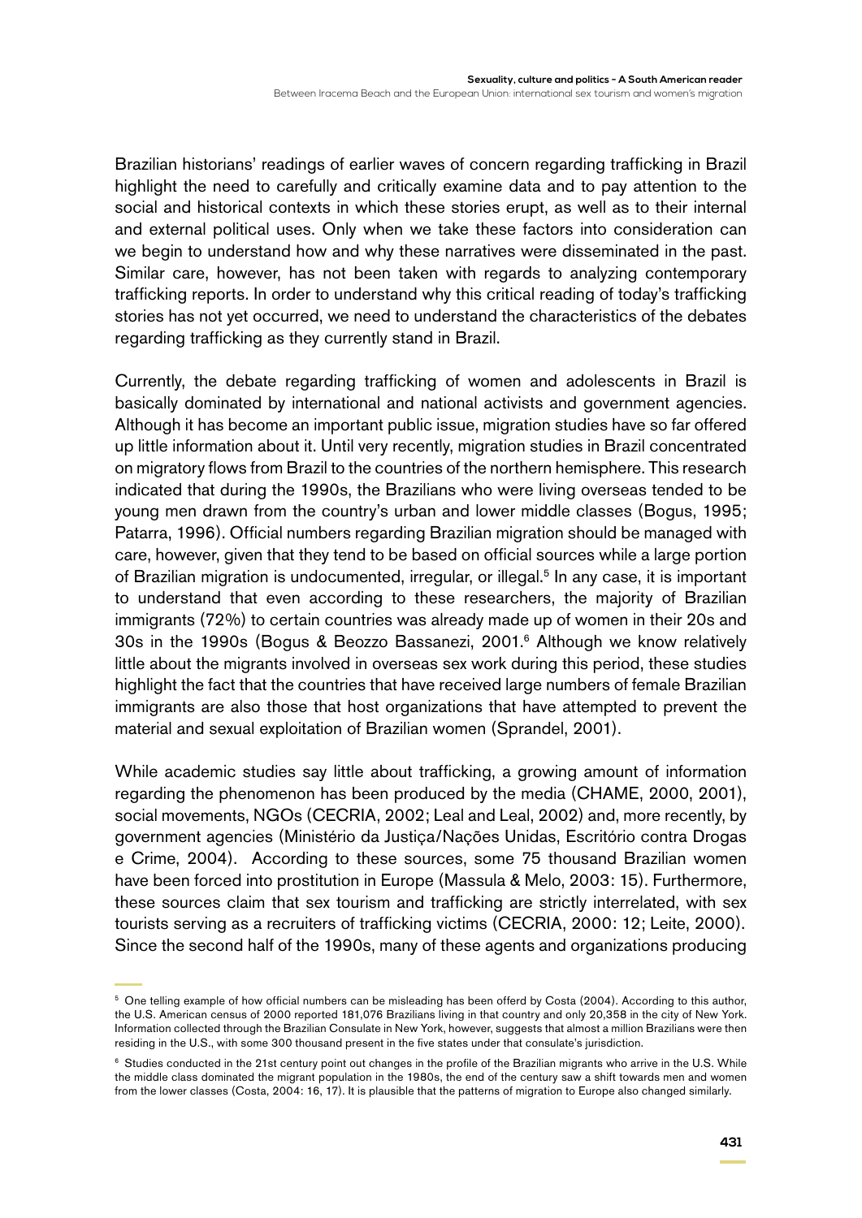Brazilian historians' readings of earlier waves of concern regarding trafficking in Brazil highlight the need to carefully and critically examine data and to pay attention to the social and historical contexts in which these stories erupt, as well as to their internal and external political uses. Only when we take these factors into consideration can we begin to understand how and why these narratives were disseminated in the past. Similar care, however, has not been taken with regards to analyzing contemporary trafficking reports. In order to understand why this critical reading of today's trafficking stories has not yet occurred, we need to understand the characteristics of the debates regarding trafficking as they currently stand in Brazil.

Currently, the debate regarding trafficking of women and adolescents in Brazil is basically dominated by international and national activists and government agencies. Although it has become an important public issue, migration studies have so far offered up little information about it. Until very recently, migration studies in Brazil concentrated on migratory flows from Brazil to the countries of the northern hemisphere. This research indicated that during the 1990s, the Brazilians who were living overseas tended to be young men drawn from the country's urban and lower middle classes (Bogus, 1995; Patarra, 1996). Official numbers regarding Brazilian migration should be managed with care, however, given that they tend to be based on official sources while a large portion of Brazilian migration is undocumented, irregular, or illegal.[5] In any case, it is important to understand that even according to these researchers, the majority of Brazilian immigrants (72%) to certain countries was already made up of women in their 20s and 30s in the 1990s (Bogus & Beozzo Bassanezi, 2001.[6] Although we know relatively little about the migrants involved in overseas sex work during this period, these studies highlight the fact that the countries that have received large numbers of female Brazilian immigrants are also those that host organizations that have attempted to prevent the material and sexual exploitation of Brazilian women (Sprandel, 2001).

While academic studies say little about trafficking, a growing amount of information regarding the phenomenon has been produced by the media (CHAME, 2000, 2001), social movements, NGOs (CECRIA, 2002; Leal and Leal, 2002) and, more recently, by government agencies (Ministério da Justiça/Nações Unidas, Escritório contra Drogas e Crime, 2004). According to these sources, some 75 thousand Brazilian women have been forced into prostitution in Europe (Massula & Melo, 2003: 15). Furthermore, these sources claim that sex tourism and trafficking are strictly interrelated, with sex tourists serving as a recruiters of trafficking victims (CECRIA, 2000: 12; Leite, 2000). Since the second half of the 1990s, many of these agents and organizations producing

---

[5] One telling example of how official numbers can be misleading has been offerd by Costa (2004). According to this author, the U.S. American census of 2000 reported 181,076 Brazilians living in that country and only 20,358 in the city of New York. Information collected through the Brazilian Consulate in New York, however, suggests that almost a million Brazilians were then residing in the U.S., with some 300 thousand present in the five states under that consulate's jurisdiction.

[6] Studies conducted in the 21st century point out changes in the profile of the Brazilian migrants who arrive in the U.S. While the middle class dominated the migrant population in the 1980s, the end of the century saw a shift towards men and women from the lower classes (Costa, 2004: 16, 17). It is plausible that the patterns of migration to Europe also changed similarly.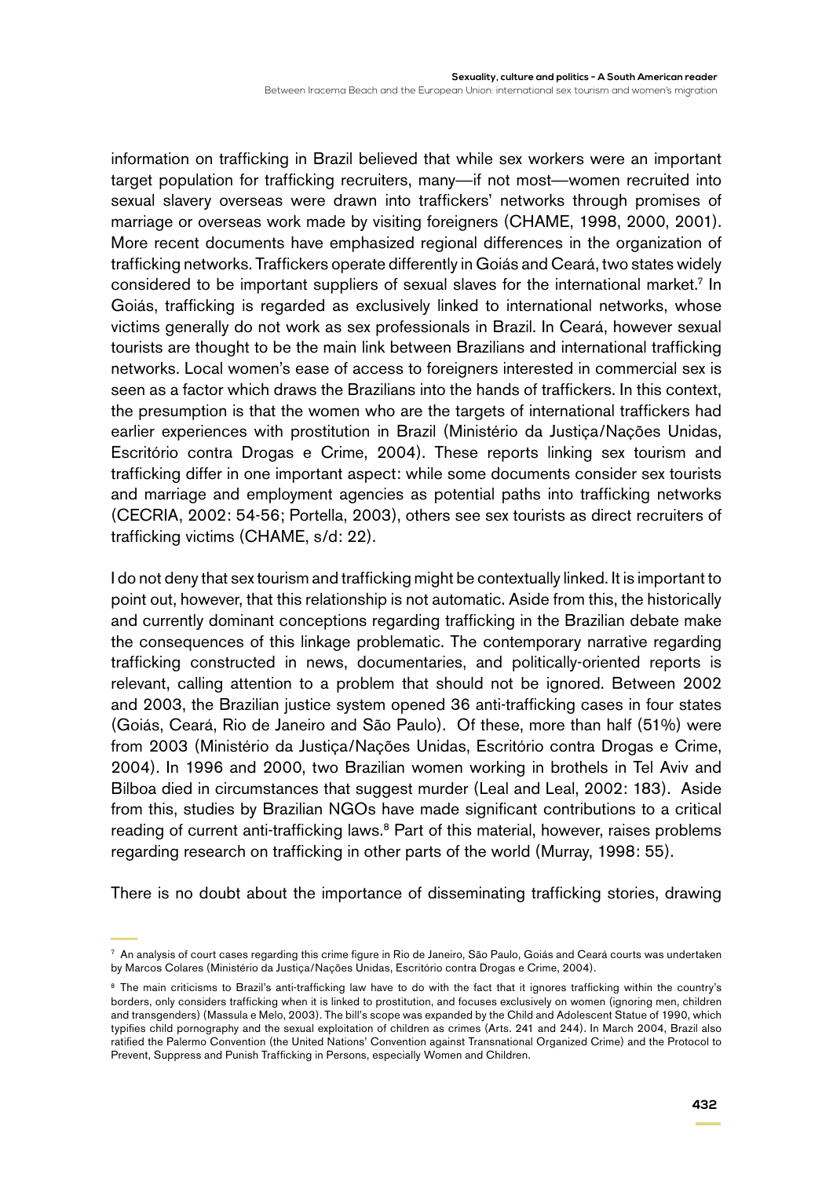information on trafficking in Brazil believed that while sex workers were an important target population for trafficking recruiters, many—if not most—women recruited into sexual slavery overseas were drawn into traffickers' networks through promises of marriage or overseas work made by visiting foreigners (CHAME, 1998, 2000, 2001). More recent documents have emphasized regional differences in the organization of trafficking networks. Traffickers operate differently in Goiás and Ceará, two states widely considered to be important suppliers of sexual slaves for the international market.[7] In Goiás, trafficking is regarded as exclusively linked to international networks, whose victims generally do not work as sex professionals in Brazil. In Ceará, however sexual tourists are thought to be the main link between Brazilians and international trafficking networks. Local women's ease of access to foreigners interested in commercial sex is seen as a factor which draws the Brazilians into the hands of traffickers. In this context, the presumption is that the women who are the targets of international traffickers had earlier experiences with prostitution in Brazil (Ministério da Justiça/Nações Unidas, Escritório contra Drogas e Crime, 2004). These reports linking sex tourism and trafficking differ in one important aspect: while some documents consider sex tourists and marriage and employment agencies as potential paths into trafficking networks (CECRIA, 2002: 54-56; Portella, 2003), others see sex tourists as direct recruiters of trafficking victims (CHAME, s/d: 22).

I do not deny that sex tourism and trafficking might be contextually linked. It is important to point out, however, that this relationship is not automatic. Aside from this, the historically and currently dominant conceptions regarding trafficking in the Brazilian debate make the consequences of this linkage problematic. The contemporary narrative regarding trafficking constructed in news, documentaries, and politically-oriented reports is relevant, calling attention to a problem that should not be ignored. Between 2002 and 2003, the Brazilian justice system opened 36 anti-trafficking cases in four states (Goiás, Ceará, Rio de Janeiro and São Paulo). Of these, more than half (51%) were from 2003 (Ministério da Justiça/Nações Unidas, Escritório contra Drogas e Crime, 2004). In 1996 and 2000, two Brazilian women working in brothels in Tel Aviv and Bilboa died in circumstances that suggest murder (Leal and Leal, 2002: 183). Aside from this, studies by Brazilian NGOs have made significant contributions to a critical reading of current anti-trafficking laws.[8] Part of this material, however, raises problems regarding research on trafficking in other parts of the world (Murray, 1998: 55).

There is no doubt about the importance of disseminating trafficking stories, drawing

---

[7] An analysis of court cases regarding this crime figure in Rio de Janeiro, São Paulo, Goiás and Ceará courts was undertaken by Marcos Colares (Ministério da Justiça/Nações Unidas, Escritório contra Drogas e Crime, 2004).

[8] The main criticisms to Brazil's anti-trafficking law have to do with the fact that it ignores trafficking within the country's borders, only considers trafficking when it is linked to prostitution, and focuses exclusively on women (ignoring men, children and transgenders) (Massula e Melo, 2003). The bill's scope was expanded by the Child and Adolescent Statue of 1990, which typifies child pornography and the sexual exploitation of children as crimes (Arts. 241 and 244). In March 2004, Brazil also ratified the Palermo Convention (the United Nations' Convention against Transnational Organized Crime) and the Protocol to Prevent, Suppress and Punish Trafficking in Persons, especially Women and Children.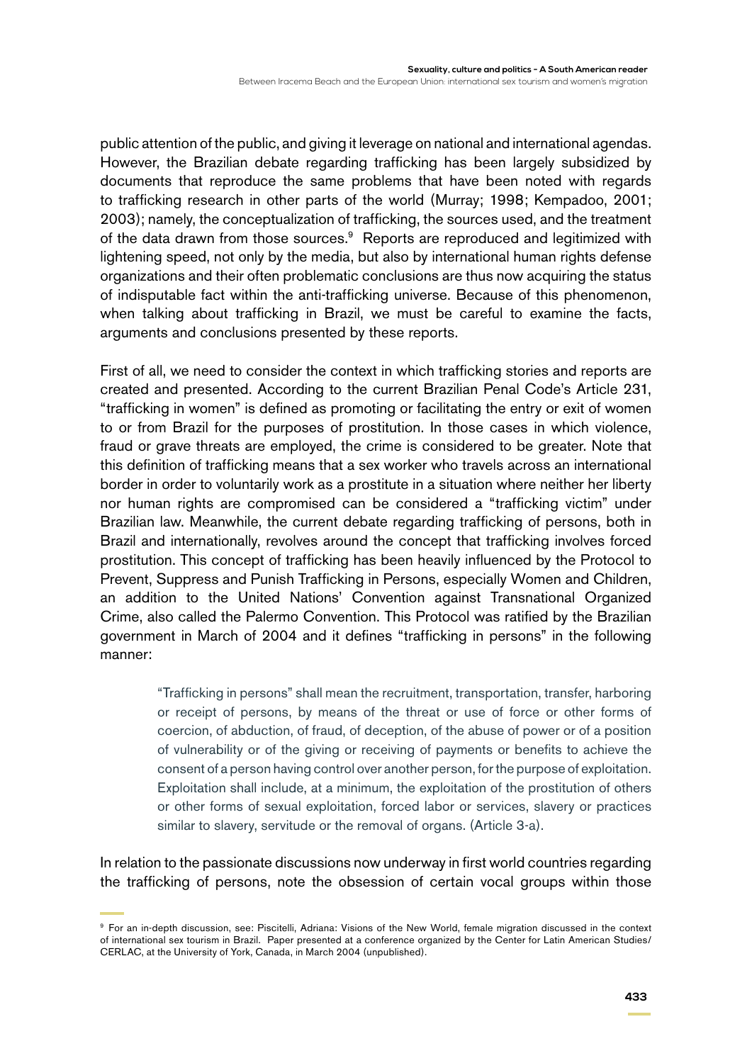public attention of the public, and giving it leverage on national and international agendas. However, the Brazilian debate regarding trafficking has been largely subsidized by documents that reproduce the same problems that have been noted with regards to trafficking research in other parts of the world (Murray; 1998; Kempadoo, 2001; 2003); namely, the conceptualization of trafficking, the sources used, and the treatment of the data drawn from those sources.[9] Reports are reproduced and legitimized with lightening speed, not only by the media, but also by international human rights defense organizations and their often problematic conclusions are thus now acquiring the status of indisputable fact within the anti-trafficking universe. Because of this phenomenon, when talking about trafficking in Brazil, we must be careful to examine the facts, arguments and conclusions presented by these reports.

First of all, we need to consider the context in which trafficking stories and reports are created and presented. According to the current Brazilian Penal Code's Article 231, "trafficking in women" is defined as promoting or facilitating the entry or exit of women to or from Brazil for the purposes of prostitution. In those cases in which violence, fraud or grave threats are employed, the crime is considered to be greater. Note that this definition of trafficking means that a sex worker who travels across an international border in order to voluntarily work as a prostitute in a situation where neither her liberty nor human rights are compromised can be considered a "trafficking victim" under Brazilian law. Meanwhile, the current debate regarding trafficking of persons, both in Brazil and internationally, revolves around the concept that trafficking involves forced prostitution. This concept of trafficking has been heavily influenced by the Protocol to Prevent, Suppress and Punish Trafficking in Persons, especially Women and Children, an addition to the United Nations' Convention against Transnational Organized Crime, also called the Palermo Convention. This Protocol was ratified by the Brazilian government in March of 2004 and it defines "trafficking in persons" in the following manner:

> "Trafficking in persons" shall mean the recruitment, transportation, transfer, harboring or receipt of persons, by means of the threat or use of force or other forms of coercion, of abduction, of fraud, of deception, of the abuse of power or of a position of vulnerability or of the giving or receiving of payments or benefits to achieve the consent of a person having control over another person, for the purpose of exploitation. Exploitation shall include, at a minimum, the exploitation of the prostitution of others or other forms of sexual exploitation, forced labor or services, slavery or practices similar to slavery, servitude or the removal of organs. (Article 3-a).

In relation to the passionate discussions now underway in first world countries regarding the trafficking of persons, note the obsession of certain vocal groups within those

[9] For an in-depth discussion, see: Piscitelli, Adriana: Visions of the New World, female migration discussed in the context of international sex tourism in Brazil. Paper presented at a conference organized by the Center for Latin American Studies/CERLAC, at the University of York, Canada, in March 2004 (unpublished).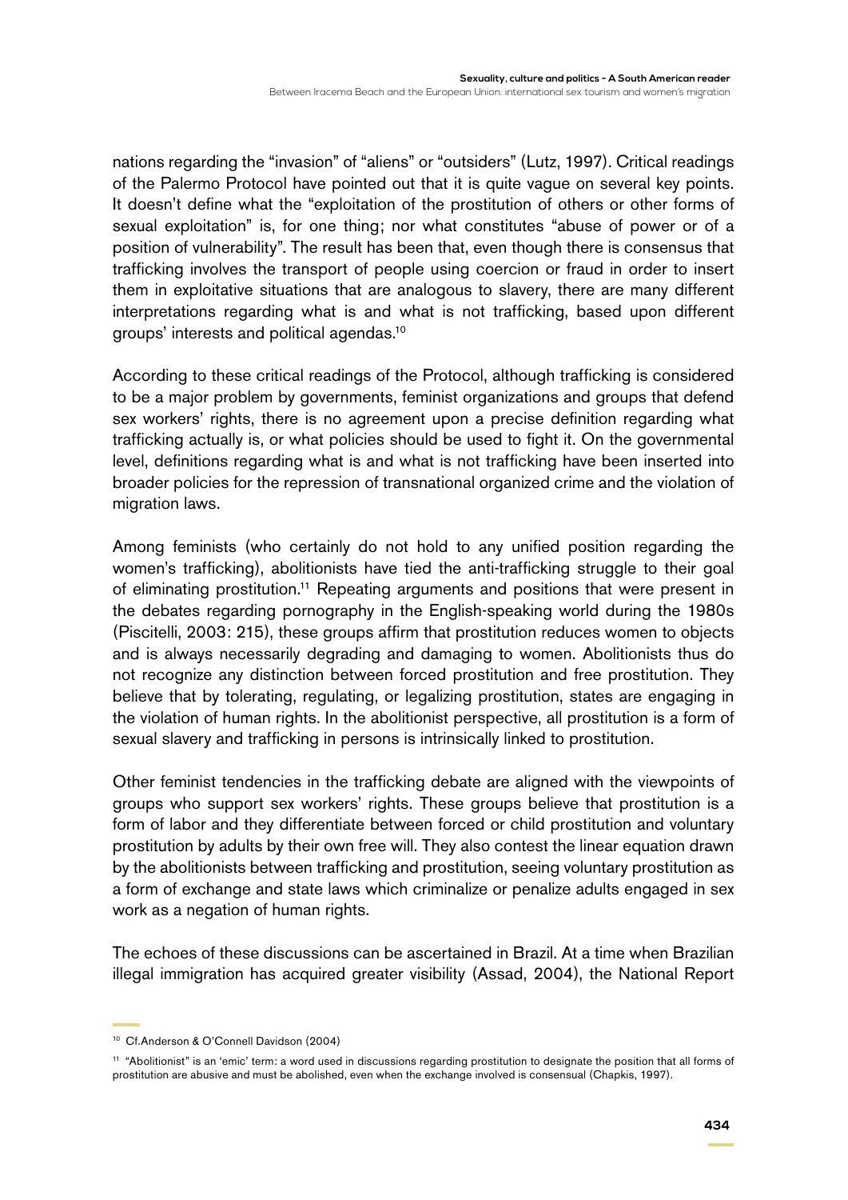nations regarding the "invasion" of "aliens" or "outsiders" (Lutz, 1997). Critical readings of the Palermo Protocol have pointed out that it is quite vague on several key points. It doesn't define what the "exploitation of the prostitution of others or other forms of sexual exploitation" is, for one thing; nor what constitutes "abuse of power or of a position of vulnerability". The result has been that, even though there is consensus that trafficking involves the transport of people using coercion or fraud in order to insert them in exploitative situations that are analogous to slavery, there are many different interpretations regarding what is and what is not trafficking, based upon different groups' interests and political agendas.[10]

According to these critical readings of the Protocol, although trafficking is considered to be a major problem by governments, feminist organizations and groups that defend sex workers' rights, there is no agreement upon a precise definition regarding what trafficking actually is, or what policies should be used to fight it. On the governmental level, definitions regarding what is and what is not trafficking have been inserted into broader policies for the repression of transnational organized crime and the violation of migration laws.

Among feminists (who certainly do not hold to any unified position regarding the women's trafficking), abolitionists have tied the anti-trafficking struggle to their goal of eliminating prostitution.[11] Repeating arguments and positions that were present in the debates regarding pornography in the English-speaking world during the 1980s (Piscitelli, 2003: 215), these groups affirm that prostitution reduces women to objects and is always necessarily degrading and damaging to women. Abolitionists thus do not recognize any distinction between forced prostitution and free prostitution. They believe that by tolerating, regulating, or legalizing prostitution, states are engaging in the violation of human rights. In the abolitionist perspective, all prostitution is a form of sexual slavery and trafficking in persons is intrinsically linked to prostitution.

Other feminist tendencies in the trafficking debate are aligned with the viewpoints of groups who support sex workers' rights. These groups believe that prostitution is a form of labor and they differentiate between forced or child prostitution and voluntary prostitution by adults by their own free will. They also contest the linear equation drawn by the abolitionists between trafficking and prostitution, seeing voluntary prostitution as a form of exchange and state laws which criminalize or penalize adults engaged in sex work as a negation of human rights.

The echoes of these discussions can be ascertained in Brazil. At a time when Brazilian illegal immigration has acquired greater visibility (Assad, 2004), the National Report

[10] Cf. Anderson & O'Connell Davidson (2004)

[11] "Abolitionist" is an 'emic' term: a word used in discussions regarding prostitution to designate the position that all forms of prostitution are abusive and must be abolished, even when the exchange involved is consensual (Chapkis, 1997).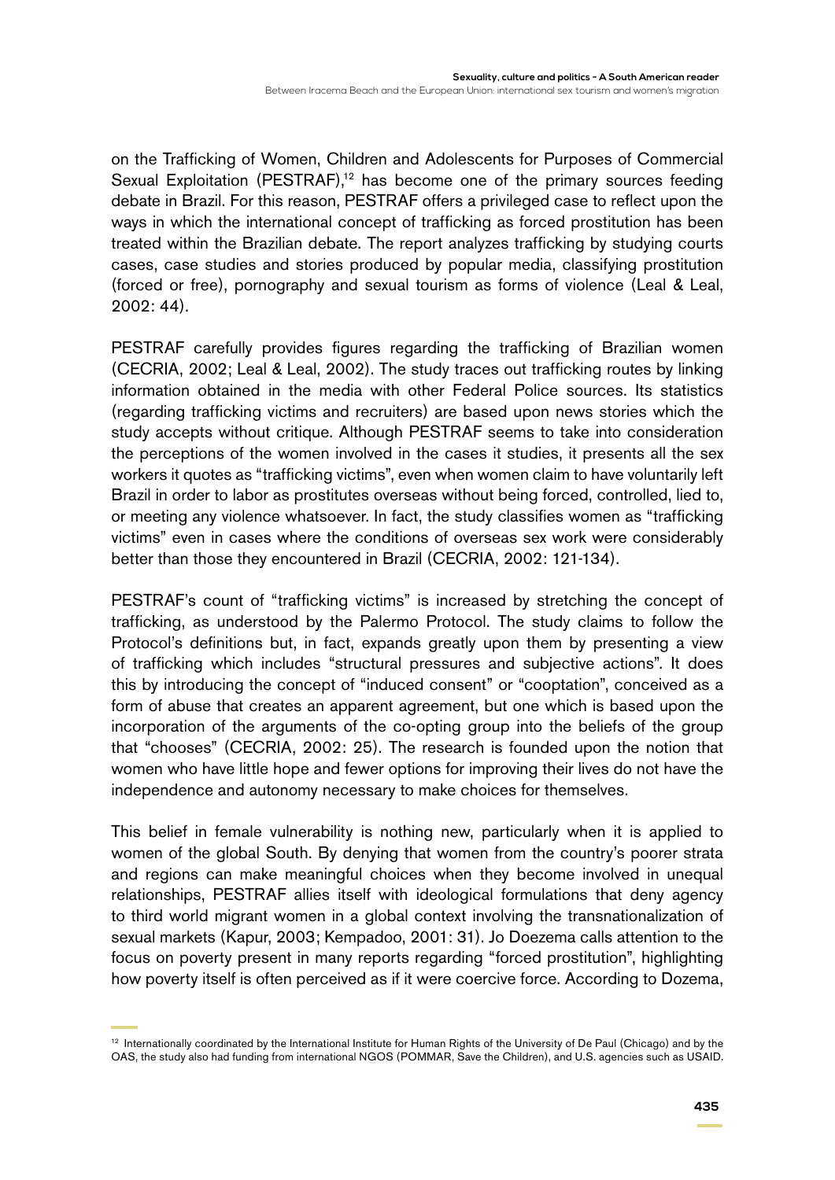on the Trafficking of Women, Children and Adolescents for Purposes of Commercial Sexual Exploitation (PESTRAF),[12] has become one of the primary sources feeding debate in Brazil. For this reason, PESTRAF offers a privileged case to reflect upon the ways in which the international concept of trafficking as forced prostitution has been treated within the Brazilian debate. The report analyzes trafficking by studying courts cases, case studies and stories produced by popular media, classifying prostitution (forced or free), pornography and sexual tourism as forms of violence (Leal & Leal, 2002: 44).

PESTRAF carefully provides figures regarding the trafficking of Brazilian women (CECRIA, 2002; Leal & Leal, 2002). The study traces out trafficking routes by linking information obtained in the media with other Federal Police sources. Its statistics (regarding trafficking victims and recruiters) are based upon news stories which the study accepts without critique. Although PESTRAF seems to take into consideration the perceptions of the women involved in the cases it studies, it presents all the sex workers it quotes as "trafficking victims", even when women claim to have voluntarily left Brazil in order to labor as prostitutes overseas without being forced, controlled, lied to, or meeting any violence whatsoever. In fact, the study classifies women as "trafficking victims" even in cases where the conditions of overseas sex work were considerably better than those they encountered in Brazil (CECRIA, 2002: 121-134).

PESTRAF's count of "trafficking victims" is increased by stretching the concept of trafficking, as understood by the Palermo Protocol. The study claims to follow the Protocol's definitions but, in fact, expands greatly upon them by presenting a view of trafficking which includes "structural pressures and subjective actions". It does this by introducing the concept of "induced consent" or "cooptation", conceived as a form of abuse that creates an apparent agreement, but one which is based upon the incorporation of the arguments of the co-opting group into the beliefs of the group that "chooses" (CECRIA, 2002: 25). The research is founded upon the notion that women who have little hope and fewer options for improving their lives do not have the independence and autonomy necessary to make choices for themselves.

This belief in female vulnerability is nothing new, particularly when it is applied to women of the global South. By denying that women from the country's poorer strata and regions can make meaningful choices when they become involved in unequal relationships, PESTRAF allies itself with ideological formulations that deny agency to third world migrant women in a global context involving the transnationalization of sexual markets (Kapur, 2003; Kempadoo, 2001: 31). Jo Doezema calls attention to the focus on poverty present in many reports regarding "forced prostitution", highlighting how poverty itself is often perceived as if it were coercive force. According to Dozema,

[12] Internationally coordinated by the International Institute for Human Rights of the University of De Paul (Chicago) and by the OAS, the study also had funding from international NGOS (POMMAR, Save the Children), and U.S. agencies such as USAID.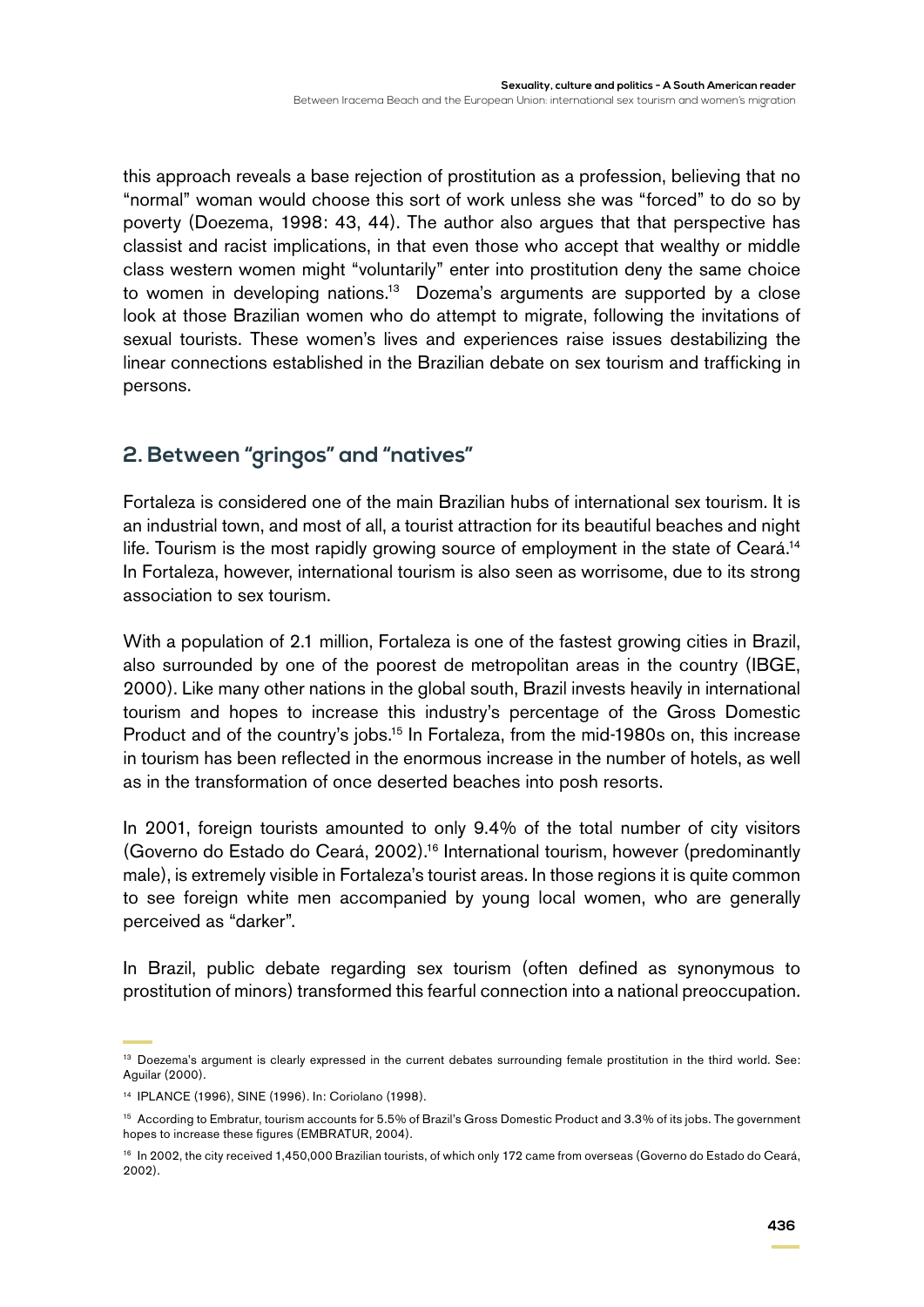this approach reveals a base rejection of prostitution as a profession, believing that no "normal" woman would choose this sort of work unless she was "forced" to do so by poverty (Doezema, 1998: 43, 44). The author also argues that that perspective has classist and racist implications, in that even those who accept that wealthy or middle class western women might "voluntarily" enter into prostitution deny the same choice to women in developing nations.[13] Dozema's arguments are supported by a close look at those Brazilian women who do attempt to migrate, following the invitations of sexual tourists. These women's lives and experiences raise issues destabilizing the linear connections established in the Brazilian debate on sex tourism and trafficking in persons.

## 2. Between "gringos" and "natives"

Fortaleza is considered one of the main Brazilian hubs of international sex tourism. It is an industrial town, and most of all, a tourist attraction for its beautiful beaches and night life. Tourism is the most rapidly growing source of employment in the state of Ceará.[14] In Fortaleza, however, international tourism is also seen as worrisome, due to its strong association to sex tourism.

With a population of 2.1 million, Fortaleza is one of the fastest growing cities in Brazil, also surrounded by one of the poorest de metropolitan areas in the country (IBGE, 2000). Like many other nations in the global south, Brazil invests heavily in international tourism and hopes to increase this industry's percentage of the Gross Domestic Product and of the country's jobs.[15] In Fortaleza, from the mid-1980s on, this increase in tourism has been reflected in the enormous increase in the number of hotels, as well as in the transformation of once deserted beaches into posh resorts.

In 2001, foreign tourists amounted to only 9.4% of the total number of city visitors (Governo do Estado do Ceará, 2002).[16] International tourism, however (predominantly male), is extremely visible in Fortaleza's tourist areas. In those regions it is quite common to see foreign white men accompanied by young local women, who are generally perceived as "darker".

In Brazil, public debate regarding sex tourism (often defined as synonymous to prostitution of minors) transformed this fearful connection into a national preoccupation.

---

[13] Doezema's argument is clearly expressed in the current debates surrounding female prostitution in the third world. See: Aguilar (2000).

[14] IPLANCE (1996), SINE (1996). In: Coriolano (1998).

[15] According to Embratur, tourism accounts for 5.5% of Brazil's Gross Domestic Product and 3.3% of its jobs. The government hopes to increase these figures (EMBRATUR, 2004).

[16] In 2002, the city received 1,450,000 Brazilian tourists, of which only 172 came from overseas (Governo do Estado do Ceará, 2002).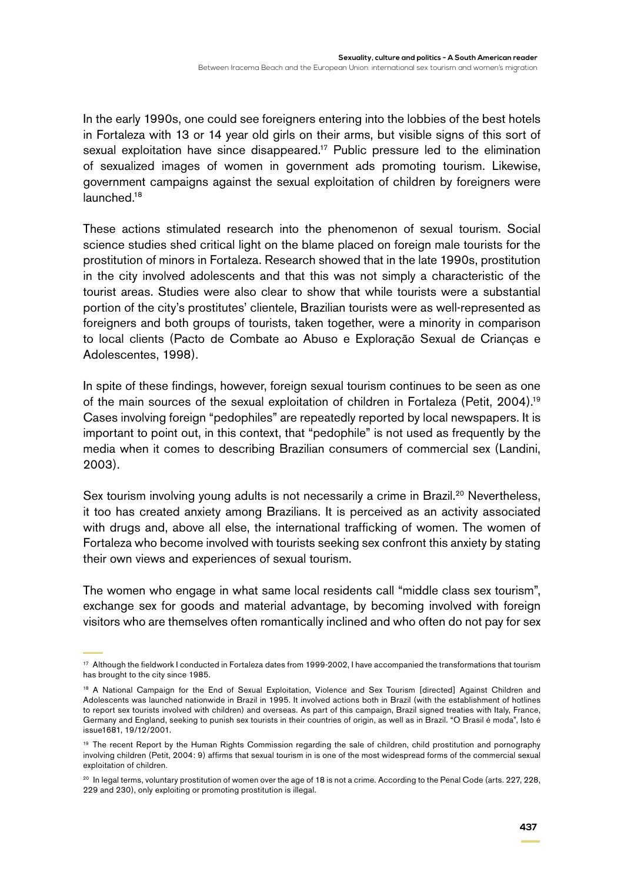In the early 1990s, one could see foreigners entering into the lobbies of the best hotels in Fortaleza with 13 or 14 year old girls on their arms, but visible signs of this sort of sexual exploitation have since disappeared.[17] Public pressure led to the elimination of sexualized images of women in government ads promoting tourism. Likewise, government campaigns against the sexual exploitation of children by foreigners were launched.[18]

These actions stimulated research into the phenomenon of sexual tourism. Social science studies shed critical light on the blame placed on foreign male tourists for the prostitution of minors in Fortaleza. Research showed that in the late 1990s, prostitution in the city involved adolescents and that this was not simply a characteristic of the tourist areas. Studies were also clear to show that while tourists were a substantial portion of the city's prostitutes' clientele, Brazilian tourists were as well-represented as foreigners and both groups of tourists, taken together, were a minority in comparison to local clients (Pacto de Combate ao Abuso e Exploração Sexual de Crianças e Adolescentes, 1998).

In spite of these findings, however, foreign sexual tourism continues to be seen as one of the main sources of the sexual exploitation of children in Fortaleza (Petit, 2004).[19] Cases involving foreign "pedophiles" are repeatedly reported by local newspapers. It is important to point out, in this context, that "pedophile" is not used as frequently by the media when it comes to describing Brazilian consumers of commercial sex (Landini, 2003).

Sex tourism involving young adults is not necessarily a crime in Brazil.[20] Nevertheless, it too has created anxiety among Brazilians. It is perceived as an activity associated with drugs and, above all else, the international trafficking of women. The women of Fortaleza who become involved with tourists seeking sex confront this anxiety by stating their own views and experiences of sexual tourism.

The women who engage in what same local residents call "middle class sex tourism", exchange sex for goods and material advantage, by becoming involved with foreign visitors who are themselves often romantically inclined and who often do not pay for sex

---

[17] Although the fieldwork I conducted in Fortaleza dates from 1999-2002, I have accompanied the transformations that tourism has brought to the city since 1985.

[18] A National Campaign for the End of Sexual Exploitation, Violence and Sex Tourism [directed] Against Children and Adolescents was launched nationwide in Brazil in 1995. It involved actions both in Brazil (with the establishment of hotlines to report sex tourists involved with children) and overseas. As part of this campaign, Brazil signed treaties with Italy, France, Germany and England, seeking to punish sex tourists in their countries of origin, as well as in Brazil. "O Brasil é moda", Isto é issue1681, 19/12/2001.

[19] The recent Report by the Human Rights Commission regarding the sale of children, child prostitution and pornography involving children (Petit, 2004: 9) affirms that sexual tourism in is one of the most widespread forms of the commercial sexual exploitation of children.

[20] In legal terms, voluntary prostitution of women over the age of 18 is not a crime. According to the Penal Code (arts. 227, 228, 229 and 230), only exploiting or promoting prostitution is illegal.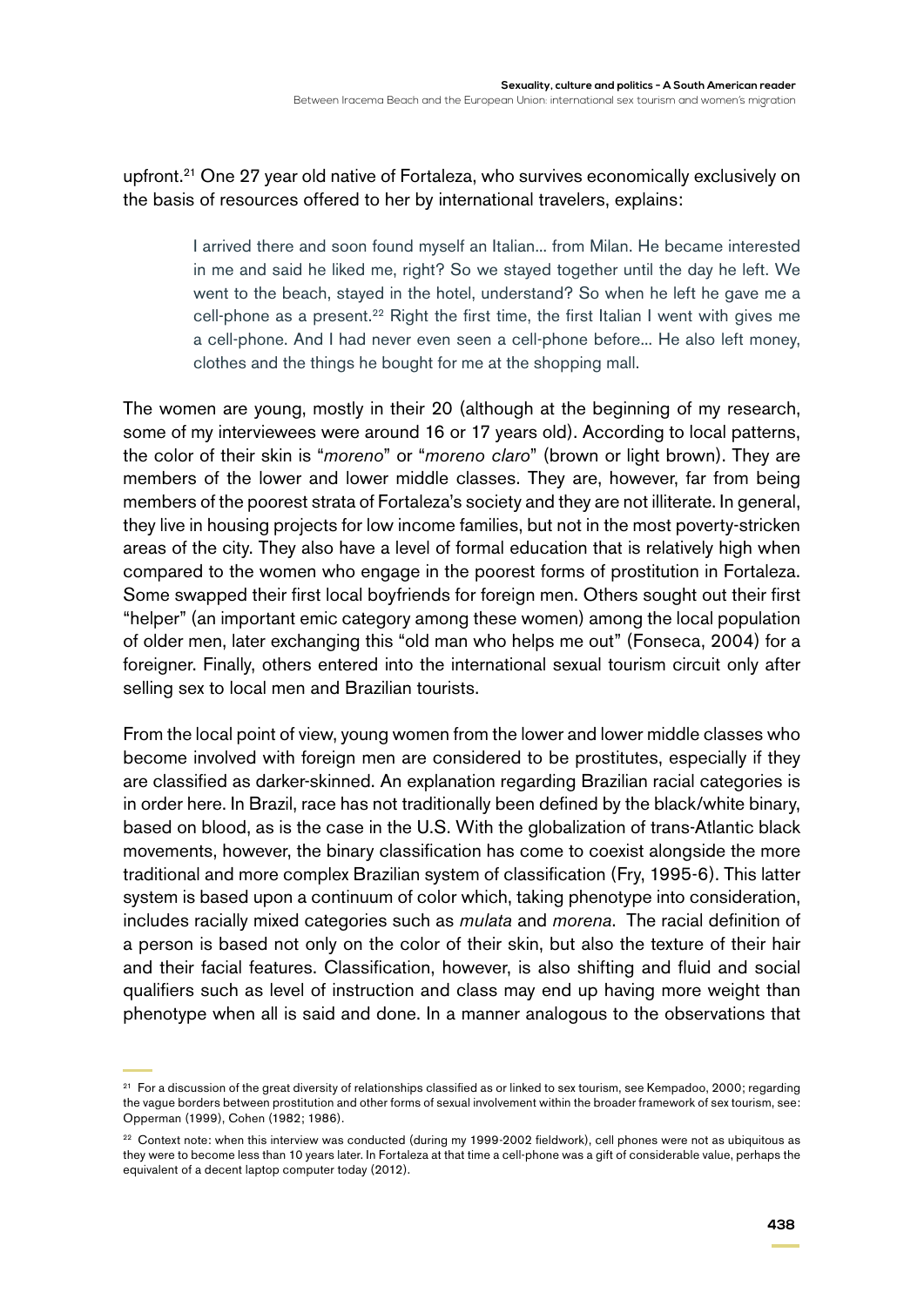upfront.[21] One 27 year old native of Fortaleza, who survives economically exclusively on the basis of resources offered to her by international travelers, explains:

> I arrived there and soon found myself an Italian... from Milan. He became interested in me and said he liked me, right? So we stayed together until the day he left. We went to the beach, stayed in the hotel, understand? So when he left he gave me a cell-phone as a present.[22] Right the first time, the first Italian I went with gives me a cell-phone. And I had never even seen a cell-phone before... He also left money, clothes and the things he bought for me at the shopping mall.

The women are young, mostly in their 20 (although at the beginning of my research, some of my interviewees were around 16 or 17 years old). According to local patterns, the color of their skin is "*moreno*" or "*moreno claro*" (brown or light brown). They are members of the lower and lower middle classes. They are, however, far from being members of the poorest strata of Fortaleza's society and they are not illiterate. In general, they live in housing projects for low income families, but not in the most poverty-stricken areas of the city. They also have a level of formal education that is relatively high when compared to the women who engage in the poorest forms of prostitution in Fortaleza. Some swapped their first local boyfriends for foreign men. Others sought out their first "helper" (an important emic category among these women) among the local population of older men, later exchanging this "old man who helps me out" (Fonseca, 2004) for a foreigner. Finally, others entered into the international sexual tourism circuit only after selling sex to local men and Brazilian tourists.

From the local point of view, young women from the lower and lower middle classes who become involved with foreign men are considered to be prostitutes, especially if they are classified as darker-skinned. An explanation regarding Brazilian racial categories is in order here. In Brazil, race has not traditionally been defined by the black/white binary, based on blood, as is the case in the U.S. With the globalization of trans-Atlantic black movements, however, the binary classification has come to coexist alongside the more traditional and more complex Brazilian system of classification (Fry, 1995-6). This latter system is based upon a continuum of color which, taking phenotype into consideration, includes racially mixed categories such as *mulata* and *morena*. The racial definition of a person is based not only on the color of their skin, but also the texture of their hair and their facial features. Classification, however, is also shifting and fluid and social qualifiers such as level of instruction and class may end up having more weight than phenotype when all is said and done. In a manner analogous to the observations that

---

[21] For a discussion of the great diversity of relationships classified as or linked to sex tourism, see Kempadoo, 2000; regarding the vague borders between prostitution and other forms of sexual involvement within the broader framework of sex tourism, see: Opperman (1999), Cohen (1982; 1986).

[22] Context note: when this interview was conducted (during my 1999-2002 fieldwork), cell phones were not as ubiquitous as they were to become less than 10 years later. In Fortaleza at that time a cell-phone was a gift of considerable value, perhaps the equivalent of a decent laptop computer today (2012).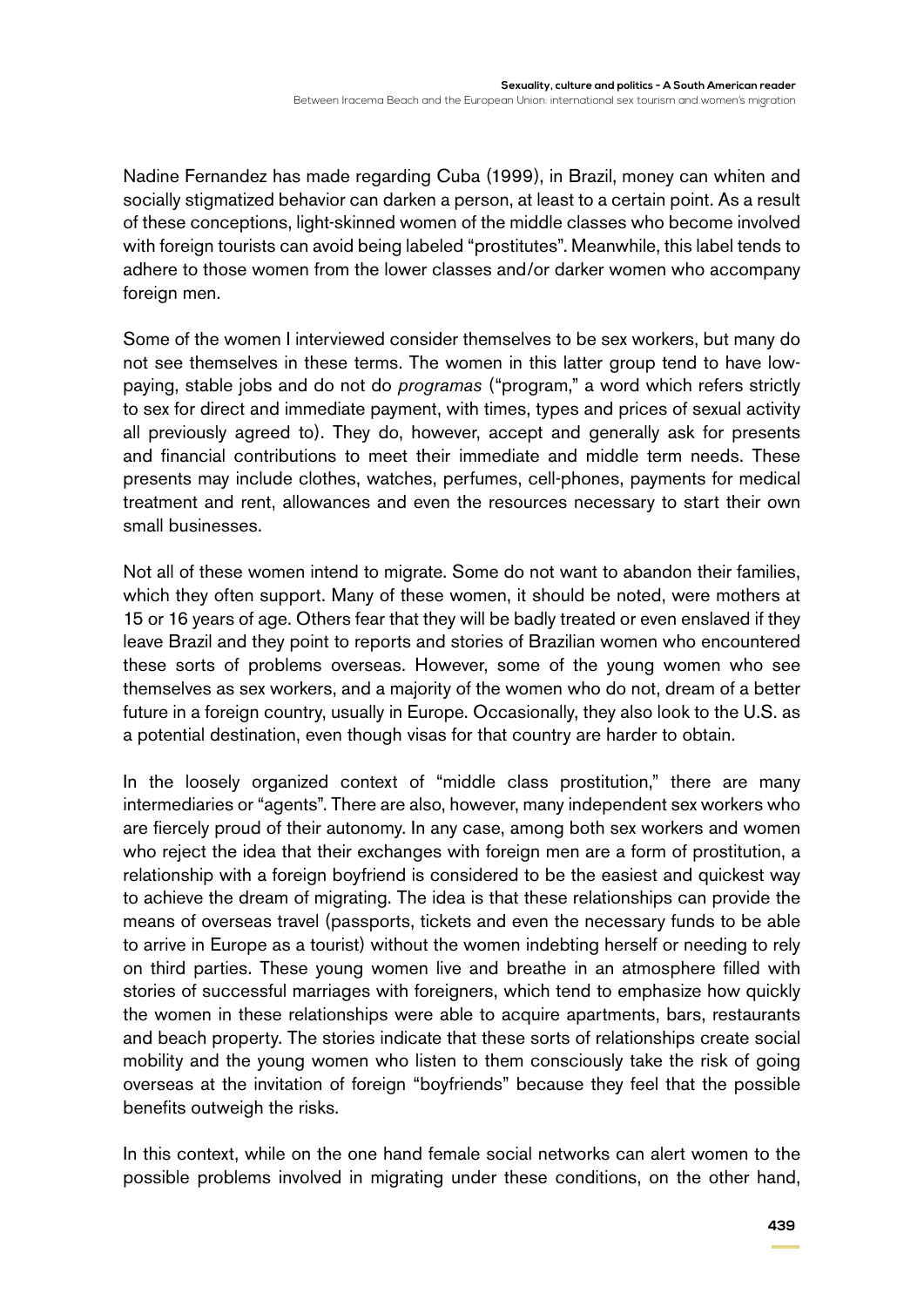Nadine Fernandez has made regarding Cuba (1999), in Brazil, money can whiten and socially stigmatized behavior can darken a person, at least to a certain point. As a result of these conceptions, light-skinned women of the middle classes who become involved with foreign tourists can avoid being labeled "prostitutes". Meanwhile, this label tends to adhere to those women from the lower classes and/or darker women who accompany foreign men.

Some of the women I interviewed consider themselves to be sex workers, but many do not see themselves in these terms. The women in this latter group tend to have low-paying, stable jobs and do not do *programas* ("program," a word which refers strictly to sex for direct and immediate payment, with times, types and prices of sexual activity all previously agreed to). They do, however, accept and generally ask for presents and financial contributions to meet their immediate and middle term needs. These presents may include clothes, watches, perfumes, cell-phones, payments for medical treatment and rent, allowances and even the resources necessary to start their own small businesses.

Not all of these women intend to migrate. Some do not want to abandon their families, which they often support. Many of these women, it should be noted, were mothers at 15 or 16 years of age. Others fear that they will be badly treated or even enslaved if they leave Brazil and they point to reports and stories of Brazilian women who encountered these sorts of problems overseas. However, some of the young women who see themselves as sex workers, and a majority of the women who do not, dream of a better future in a foreign country, usually in Europe. Occasionally, they also look to the U.S. as a potential destination, even though visas for that country are harder to obtain.

In the loosely organized context of "middle class prostitution," there are many intermediaries or "agents". There are also, however, many independent sex workers who are fiercely proud of their autonomy. In any case, among both sex workers and women who reject the idea that their exchanges with foreign men are a form of prostitution, a relationship with a foreign boyfriend is considered to be the easiest and quickest way to achieve the dream of migrating. The idea is that these relationships can provide the means of overseas travel (passports, tickets and even the necessary funds to be able to arrive in Europe as a tourist) without the women indebting herself or needing to rely on third parties. These young women live and breathe in an atmosphere filled with stories of successful marriages with foreigners, which tend to emphasize how quickly the women in these relationships were able to acquire apartments, bars, restaurants and beach property. The stories indicate that these sorts of relationships create social mobility and the young women who listen to them consciously take the risk of going overseas at the invitation of foreign "boyfriends" because they feel that the possible benefits outweigh the risks.

In this context, while on the one hand female social networks can alert women to the possible problems involved in migrating under these conditions, on the other hand,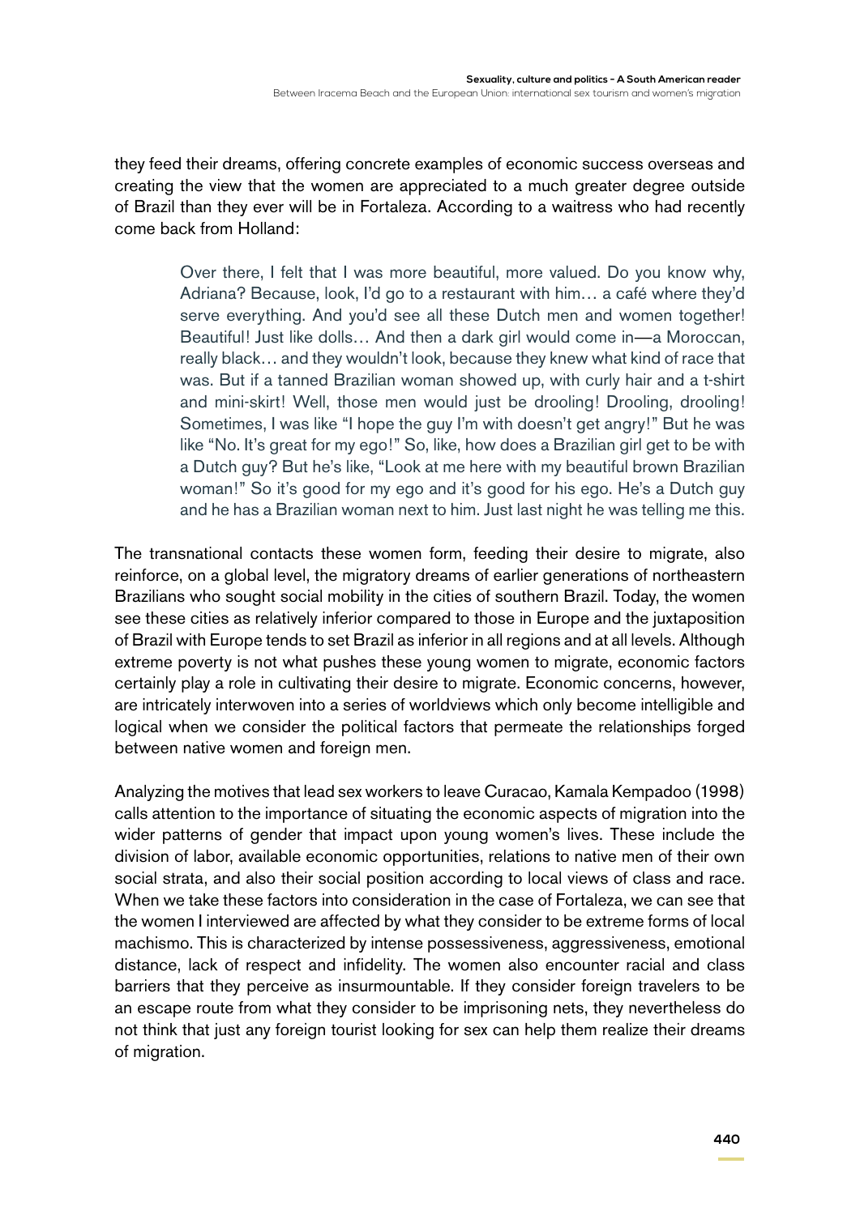they feed their dreams, offering concrete examples of economic success overseas and creating the view that the women are appreciated to a much greater degree outside of Brazil than they ever will be in Fortaleza. According to a waitress who had recently come back from Holland:

> Over there, I felt that I was more beautiful, more valued. Do you know why, Adriana? Because, look, I'd go to a restaurant with him… a café where they'd serve everything. And you'd see all these Dutch men and women together! Beautiful! Just like dolls… And then a dark girl would come in—a Moroccan, really black… and they wouldn't look, because they knew what kind of race that was. But if a tanned Brazilian woman showed up, with curly hair and a t-shirt and mini-skirt! Well, those men would just be drooling! Drooling, drooling! Sometimes, I was like "I hope the guy I'm with doesn't get angry!" But he was like "No. It's great for my ego!" So, like, how does a Brazilian girl get to be with a Dutch guy? But he's like, "Look at me here with my beautiful brown Brazilian woman!" So it's good for my ego and it's good for his ego. He's a Dutch guy and he has a Brazilian woman next to him. Just last night he was telling me this.

The transnational contacts these women form, feeding their desire to migrate, also reinforce, on a global level, the migratory dreams of earlier generations of northeastern Brazilians who sought social mobility in the cities of southern Brazil. Today, the women see these cities as relatively inferior compared to those in Europe and the juxtaposition of Brazil with Europe tends to set Brazil as inferior in all regions and at all levels. Although extreme poverty is not what pushes these young women to migrate, economic factors certainly play a role in cultivating their desire to migrate. Economic concerns, however, are intricately interwoven into a series of worldviews which only become intelligible and logical when we consider the political factors that permeate the relationships forged between native women and foreign men.

Analyzing the motives that lead sex workers to leave Curacao, Kamala Kempadoo (1998) calls attention to the importance of situating the economic aspects of migration into the wider patterns of gender that impact upon young women's lives. These include the division of labor, available economic opportunities, relations to native men of their own social strata, and also their social position according to local views of class and race. When we take these factors into consideration in the case of Fortaleza, we can see that the women I interviewed are affected by what they consider to be extreme forms of local machismo. This is characterized by intense possessiveness, aggressiveness, emotional distance, lack of respect and infidelity. The women also encounter racial and class barriers that they perceive as insurmountable. If they consider foreign travelers to be an escape route from what they consider to be imprisoning nets, they nevertheless do not think that just any foreign tourist looking for sex can help them realize their dreams of migration.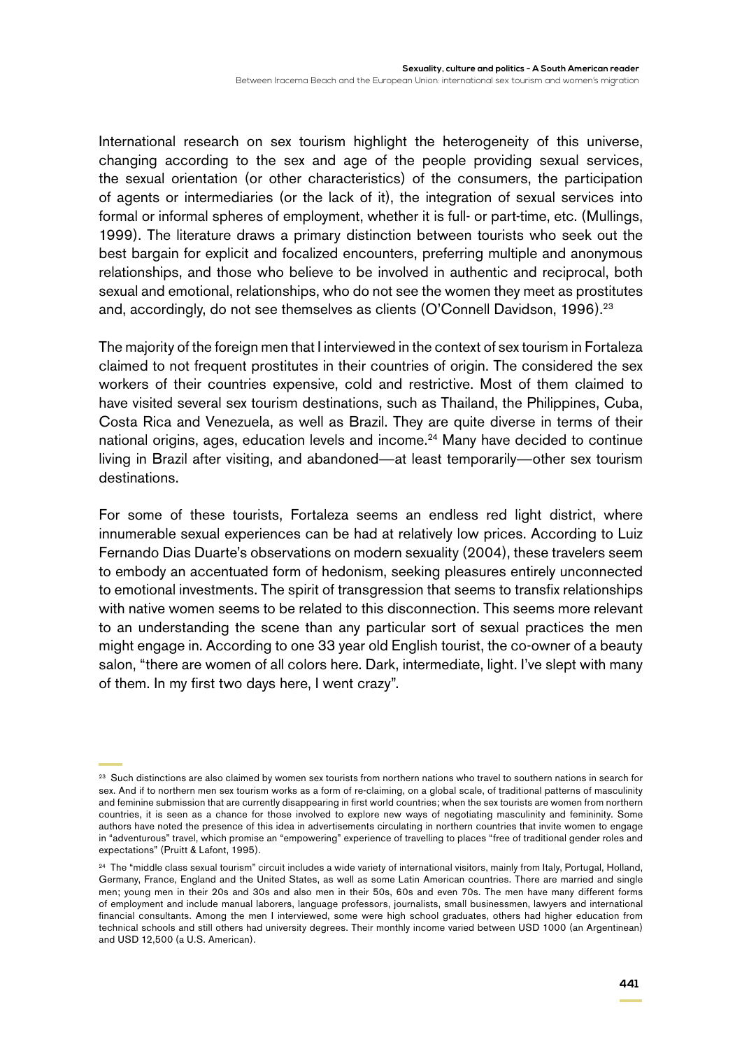International research on sex tourism highlight the heterogeneity of this universe, changing according to the sex and age of the people providing sexual services, the sexual orientation (or other characteristics) of the consumers, the participation of agents or intermediaries (or the lack of it), the integration of sexual services into formal or informal spheres of employment, whether it is full- or part-time, etc. (Mullings, 1999). The literature draws a primary distinction between tourists who seek out the best bargain for explicit and focalized encounters, preferring multiple and anonymous relationships, and those who believe to be involved in authentic and reciprocal, both sexual and emotional, relationships, who do not see the women they meet as prostitutes and, accordingly, do not see themselves as clients (O'Connell Davidson, 1996).[23]

The majority of the foreign men that I interviewed in the context of sex tourism in Fortaleza claimed to not frequent prostitutes in their countries of origin. The considered the sex workers of their countries expensive, cold and restrictive. Most of them claimed to have visited several sex tourism destinations, such as Thailand, the Philippines, Cuba, Costa Rica and Venezuela, as well as Brazil. They are quite diverse in terms of their national origins, ages, education levels and income.[24] Many have decided to continue living in Brazil after visiting, and abandoned—at least temporarily—other sex tourism destinations.

For some of these tourists, Fortaleza seems an endless red light district, where innumerable sexual experiences can be had at relatively low prices. According to Luiz Fernando Dias Duarte's observations on modern sexuality (2004), these travelers seem to embody an accentuated form of hedonism, seeking pleasures entirely unconnected to emotional investments. The spirit of transgression that seems to transfix relationships with native women seems to be related to this disconnection. This seems more relevant to an understanding the scene than any particular sort of sexual practices the men might engage in. According to one 33 year old English tourist, the co-owner of a beauty salon, "there are women of all colors here. Dark, intermediate, light. I've slept with many of them. In my first two days here, I went crazy".

---

[23] Such distinctions are also claimed by women sex tourists from northern nations who travel to southern nations in search for sex. And if to northern men sex tourism works as a form of re-claiming, on a global scale, of traditional patterns of masculinity and feminine submission that are currently disappearing in first world countries; when the sex tourists are women from northern countries, it is seen as a chance for those involved to explore new ways of negotiating masculinity and femininity. Some authors have noted the presence of this idea in advertisements circulating in northern countries that invite women to engage in "adventurous" travel, which promise an "empowering" experience of travelling to places "free of traditional gender roles and expectations" (Pruitt & Lafont, 1995).

[24] The "middle class sexual tourism" circuit includes a wide variety of international visitors, mainly from Italy, Portugal, Holland, Germany, France, England and the United States, as well as some Latin American countries. There are married and single men; young men in their 20s and 30s and also men in their 50s, 60s and even 70s. The men have many different forms of employment and include manual laborers, language professors, journalists, small businessmen, lawyers and international financial consultants. Among the men I interviewed, some were high school graduates, others had higher education from technical schools and still others had university degrees. Their monthly income varied between USD 1000 (an Argentinean) and USD 12,500 (a U.S. American).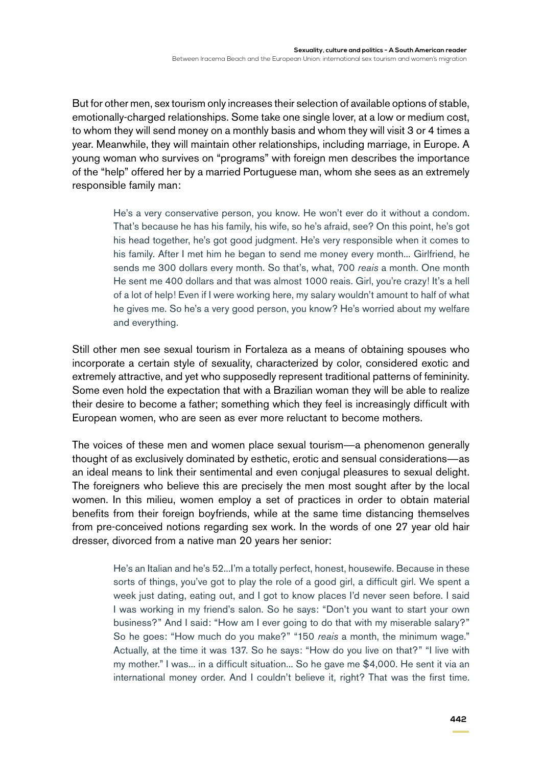But for other men, sex tourism only increases their selection of available options of stable, emotionally-charged relationships. Some take one single lover, at a low or medium cost, to whom they will send money on a monthly basis and whom they will visit 3 or 4 times a year. Meanwhile, they will maintain other relationships, including marriage, in Europe. A young woman who survives on "programs" with foreign men describes the importance of the "help" offered her by a married Portuguese man, whom she sees as an extremely responsible family man:

> He's a very conservative person, you know. He won't ever do it without a condom. That's because he has his family, his wife, so he's afraid, see? On this point, he's got his head together, he's got good judgment. He's very responsible when it comes to his family. After I met him he began to send me money every month... Girlfriend, he sends me 300 dollars every month. So that's, what, 700 *reais* a month. One month He sent me 400 dollars and that was almost 1000 reais. Girl, you're crazy! It's a hell of a lot of help! Even if I were working here, my salary wouldn't amount to half of what he gives me. So he's a very good person, you know? He's worried about my welfare and everything.

Still other men see sexual tourism in Fortaleza as a means of obtaining spouses who incorporate a certain style of sexuality, characterized by color, considered exotic and extremely attractive, and yet who supposedly represent traditional patterns of femininity. Some even hold the expectation that with a Brazilian woman they will be able to realize their desire to become a father; something which they feel is increasingly difficult with European women, who are seen as ever more reluctant to become mothers.

The voices of these men and women place sexual tourism—a phenomenon generally thought of as exclusively dominated by esthetic, erotic and sensual considerations—as an ideal means to link their sentimental and even conjugal pleasures to sexual delight. The foreigners who believe this are precisely the men most sought after by the local women. In this milieu, women employ a set of practices in order to obtain material benefits from their foreign boyfriends, while at the same time distancing themselves from pre-conceived notions regarding sex work. In the words of one 27 year old hair dresser, divorced from a native man 20 years her senior:

> He's an Italian and he's 52...I'm a totally perfect, honest, housewife. Because in these sorts of things, you've got to play the role of a good girl, a difficult girl. We spent a week just dating, eating out, and I got to know places I'd never seen before. I said I was working in my friend's salon. So he says: "Don't you want to start your own business?" And I said: "How am I ever going to do that with my miserable salary?" So he goes: "How much do you make?" "150 *reais* a month, the minimum wage." Actually, at the time it was 137. So he says: "How do you live on that?" "I live with my mother." I was... in a difficult situation... So he gave me $4,000. He sent it via an international money order. And I couldn't believe it, right? That was the first time.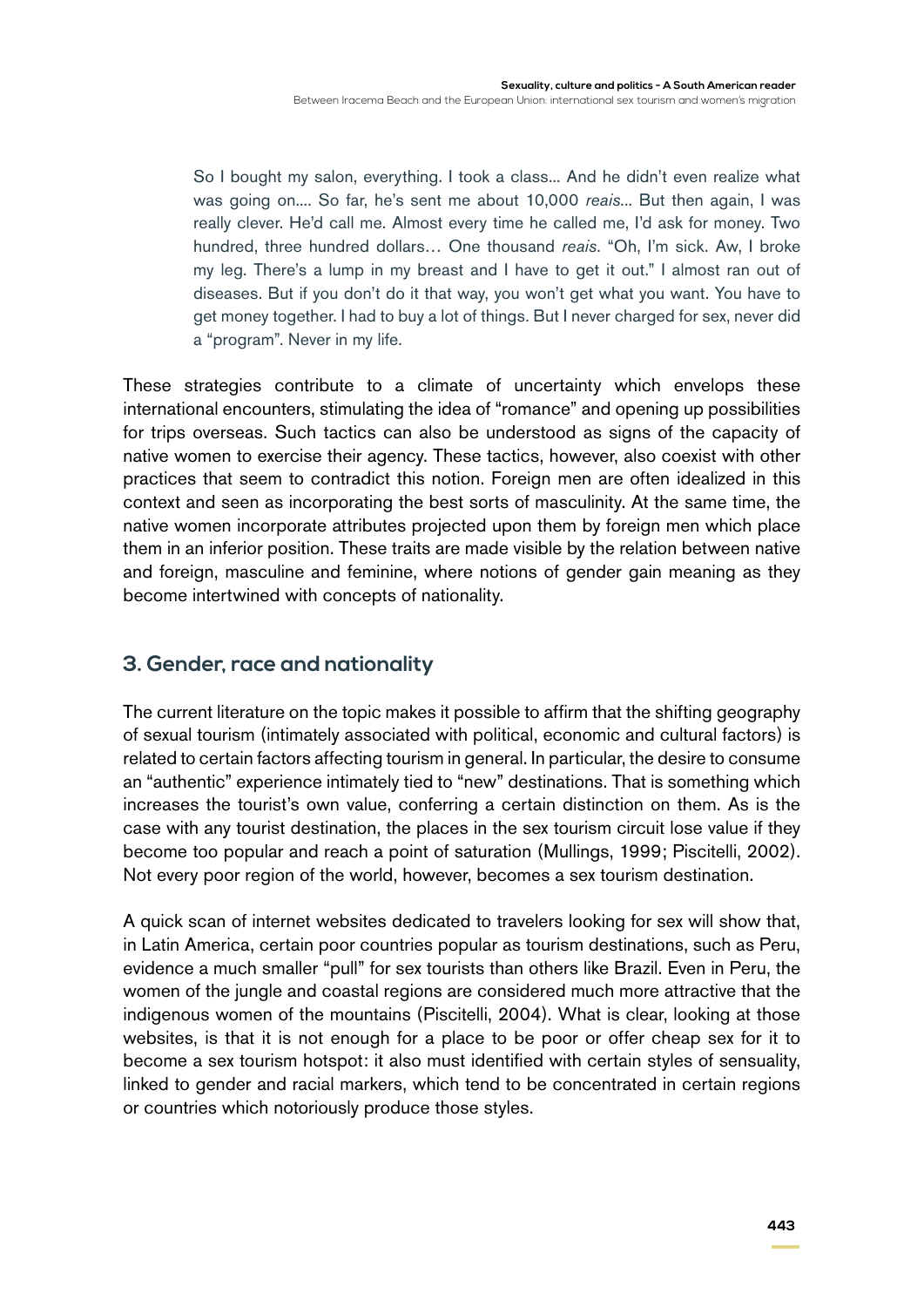> So I bought my salon, everything. I took a class... And he didn't even realize what was going on.... So far, he's sent me about 10,000 *reais*... But then again, I was really clever. He'd call me. Almost every time he called me, I'd ask for money. Two hundred, three hundred dollars… One thousand *reais*. "Oh, I'm sick. Aw, I broke my leg. There's a lump in my breast and I have to get it out." I almost ran out of diseases. But if you don't do it that way, you won't get what you want. You have to get money together. I had to buy a lot of things. But I never charged for sex, never did a "program". Never in my life.

These strategies contribute to a climate of uncertainty which envelops these international encounters, stimulating the idea of "romance" and opening up possibilities for trips overseas. Such tactics can also be understood as signs of the capacity of native women to exercise their agency. These tactics, however, also coexist with other practices that seem to contradict this notion. Foreign men are often idealized in this context and seen as incorporating the best sorts of masculinity. At the same time, the native women incorporate attributes projected upon them by foreign men which place them in an inferior position. These traits are made visible by the relation between native and foreign, masculine and feminine, where notions of gender gain meaning as they become intertwined with concepts of nationality.

## 3. Gender, race and nationality

The current literature on the topic makes it possible to affirm that the shifting geography of sexual tourism (intimately associated with political, economic and cultural factors) is related to certain factors affecting tourism in general. In particular, the desire to consume an "authentic" experience intimately tied to "new" destinations. That is something which increases the tourist's own value, conferring a certain distinction on them. As is the case with any tourist destination, the places in the sex tourism circuit lose value if they become too popular and reach a point of saturation (Mullings, 1999; Piscitelli, 2002). Not every poor region of the world, however, becomes a sex tourism destination.

A quick scan of internet websites dedicated to travelers looking for sex will show that, in Latin America, certain poor countries popular as tourism destinations, such as Peru, evidence a much smaller "pull" for sex tourists than others like Brazil. Even in Peru, the women of the jungle and coastal regions are considered much more attractive that the indigenous women of the mountains (Piscitelli, 2004). What is clear, looking at those websites, is that it is not enough for a place to be poor or offer cheap sex for it to become a sex tourism hotspot: it also must identified with certain styles of sensuality, linked to gender and racial markers, which tend to be concentrated in certain regions or countries which notoriously produce those styles.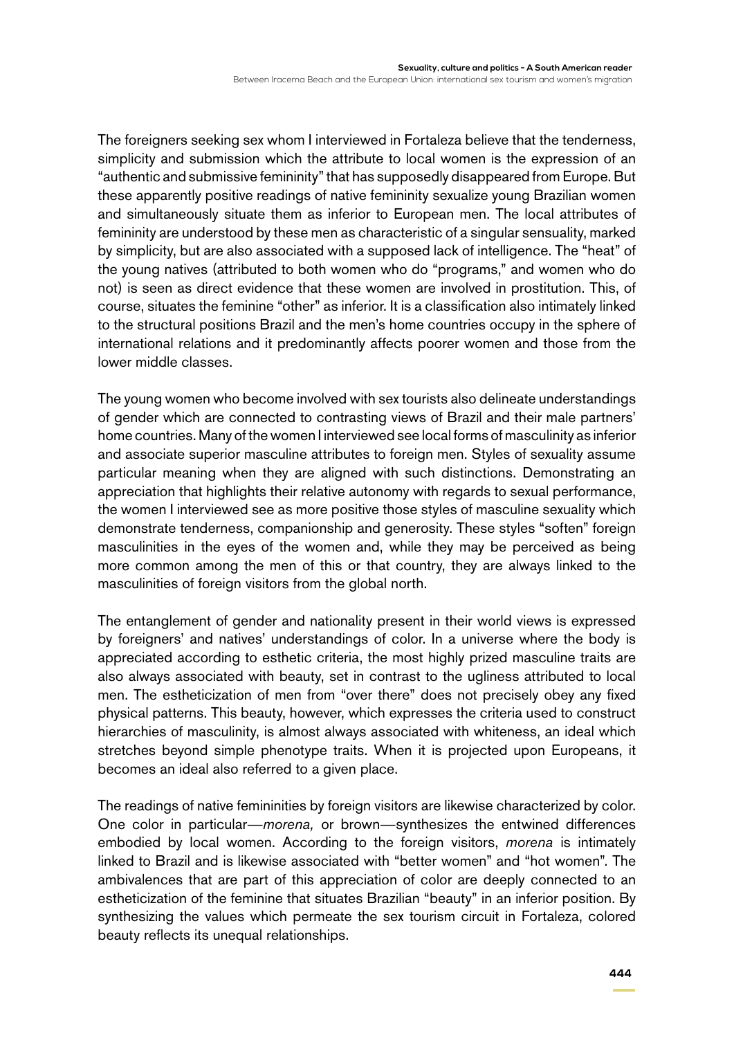The foreigners seeking sex whom I interviewed in Fortaleza believe that the tenderness, simplicity and submission which the attribute to local women is the expression of an "authentic and submissive femininity" that has supposedly disappeared from Europe. But these apparently positive readings of native femininity sexualize young Brazilian women and simultaneously situate them as inferior to European men. The local attributes of femininity are understood by these men as characteristic of a singular sensuality, marked by simplicity, but are also associated with a supposed lack of intelligence. The "heat" of the young natives (attributed to both women who do "programs," and women who do not) is seen as direct evidence that these women are involved in prostitution. This, of course, situates the feminine "other" as inferior. It is a classification also intimately linked to the structural positions Brazil and the men's home countries occupy in the sphere of international relations and it predominantly affects poorer women and those from the lower middle classes.

The young women who become involved with sex tourists also delineate understandings of gender which are connected to contrasting views of Brazil and their male partners' home countries. Many of the women I interviewed see local forms of masculinity as inferior and associate superior masculine attributes to foreign men. Styles of sexuality assume particular meaning when they are aligned with such distinctions. Demonstrating an appreciation that highlights their relative autonomy with regards to sexual performance, the women I interviewed see as more positive those styles of masculine sexuality which demonstrate tenderness, companionship and generosity. These styles "soften" foreign masculinities in the eyes of the women and, while they may be perceived as being more common among the men of this or that country, they are always linked to the masculinities of foreign visitors from the global north.

The entanglement of gender and nationality present in their world views is expressed by foreigners' and natives' understandings of color. In a universe where the body is appreciated according to esthetic criteria, the most highly prized masculine traits are also always associated with beauty, set in contrast to the ugliness attributed to local men. The estheticization of men from "over there" does not precisely obey any fixed physical patterns. This beauty, however, which expresses the criteria used to construct hierarchies of masculinity, is almost always associated with whiteness, an ideal which stretches beyond simple phenotype traits. When it is projected upon Europeans, it becomes an ideal also referred to a given place.

The readings of native femininities by foreign visitors are likewise characterized by color. One color in particular—*morena,* or brown—synthesizes the entwined differences embodied by local women. According to the foreign visitors, *morena* is intimately linked to Brazil and is likewise associated with "better women" and "hot women". The ambivalences that are part of this appreciation of color are deeply connected to an estheticization of the feminine that situates Brazilian "beauty" in an inferior position. By synthesizing the values which permeate the sex tourism circuit in Fortaleza, colored beauty reflects its unequal relationships.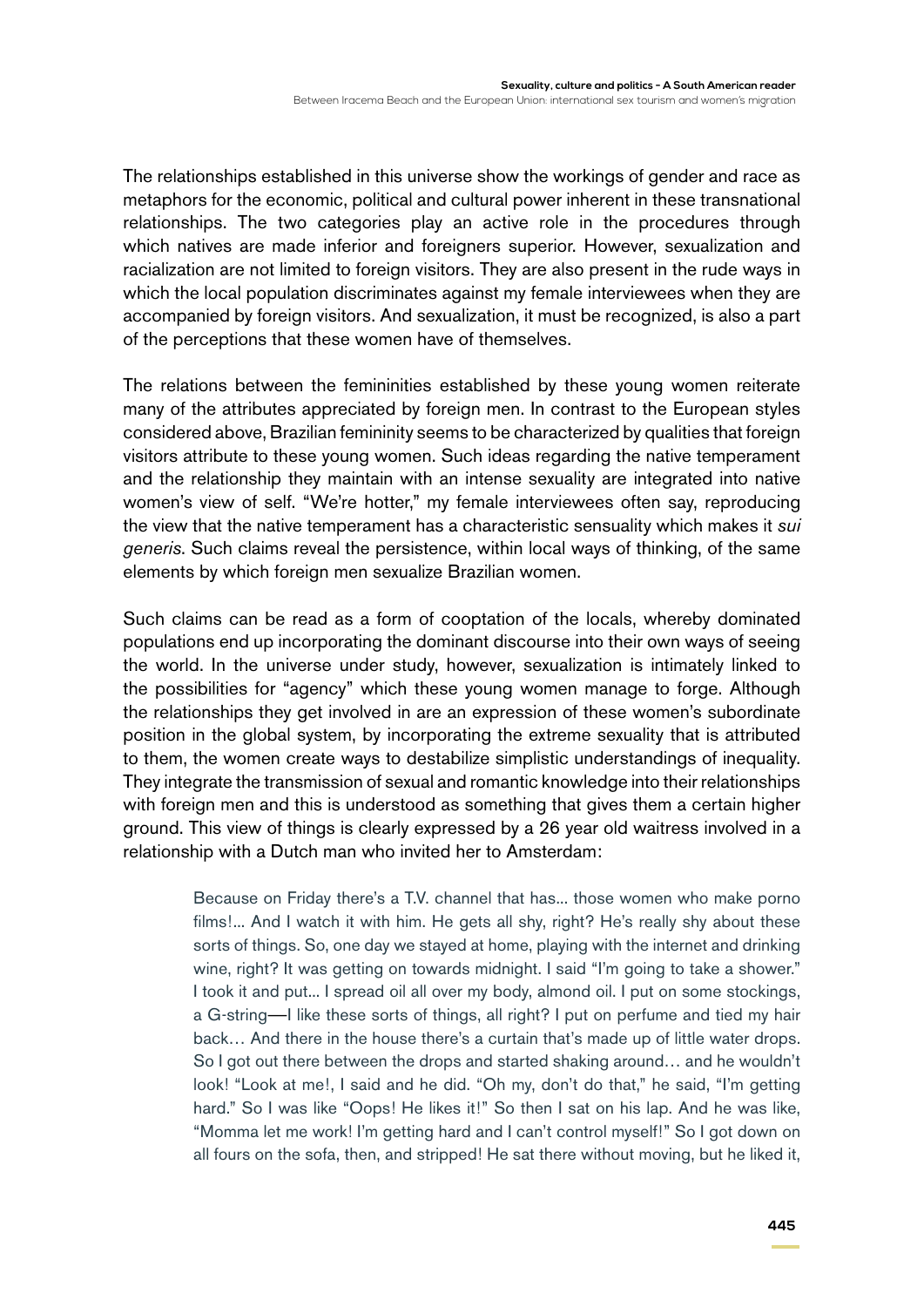The relationships established in this universe show the workings of gender and race as metaphors for the economic, political and cultural power inherent in these transnational relationships. The two categories play an active role in the procedures through which natives are made inferior and foreigners superior. However, sexualization and racialization are not limited to foreign visitors. They are also present in the rude ways in which the local population discriminates against my female interviewees when they are accompanied by foreign visitors. And sexualization, it must be recognized, is also a part of the perceptions that these women have of themselves.

The relations between the femininities established by these young women reiterate many of the attributes appreciated by foreign men. In contrast to the European styles considered above, Brazilian femininity seems to be characterized by qualities that foreign visitors attribute to these young women. Such ideas regarding the native temperament and the relationship they maintain with an intense sexuality are integrated into native women's view of self. "We're hotter," my female interviewees often say, reproducing the view that the native temperament has a characteristic sensuality which makes it *sui generis*. Such claims reveal the persistence, within local ways of thinking, of the same elements by which foreign men sexualize Brazilian women.

Such claims can be read as a form of cooptation of the locals, whereby dominated populations end up incorporating the dominant discourse into their own ways of seeing the world. In the universe under study, however, sexualization is intimately linked to the possibilities for "agency" which these young women manage to forge. Although the relationships they get involved in are an expression of these women's subordinate position in the global system, by incorporating the extreme sexuality that is attributed to them, the women create ways to destabilize simplistic understandings of inequality. They integrate the transmission of sexual and romantic knowledge into their relationships with foreign men and this is understood as something that gives them a certain higher ground. This view of things is clearly expressed by a 26 year old waitress involved in a relationship with a Dutch man who invited her to Amsterdam:

> Because on Friday there's a T.V. channel that has... those women who make porno films!... And I watch it with him. He gets all shy, right? He's really shy about these sorts of things. So, one day we stayed at home, playing with the internet and drinking wine, right? It was getting on towards midnight. I said "I'm going to take a shower." I took it and put... I spread oil all over my body, almond oil. I put on some stockings, a G-string—I like these sorts of things, all right? I put on perfume and tied my hair back… And there in the house there's a curtain that's made up of little water drops. So I got out there between the drops and started shaking around… and he wouldn't look! "Look at me!, I said and he did. "Oh my, don't do that," he said, "I'm getting hard." So I was like "Oops! He likes it!" So then I sat on his lap. And he was like, "Momma let me work! I'm getting hard and I can't control myself!" So I got down on all fours on the sofa, then, and stripped! He sat there without moving, but he liked it,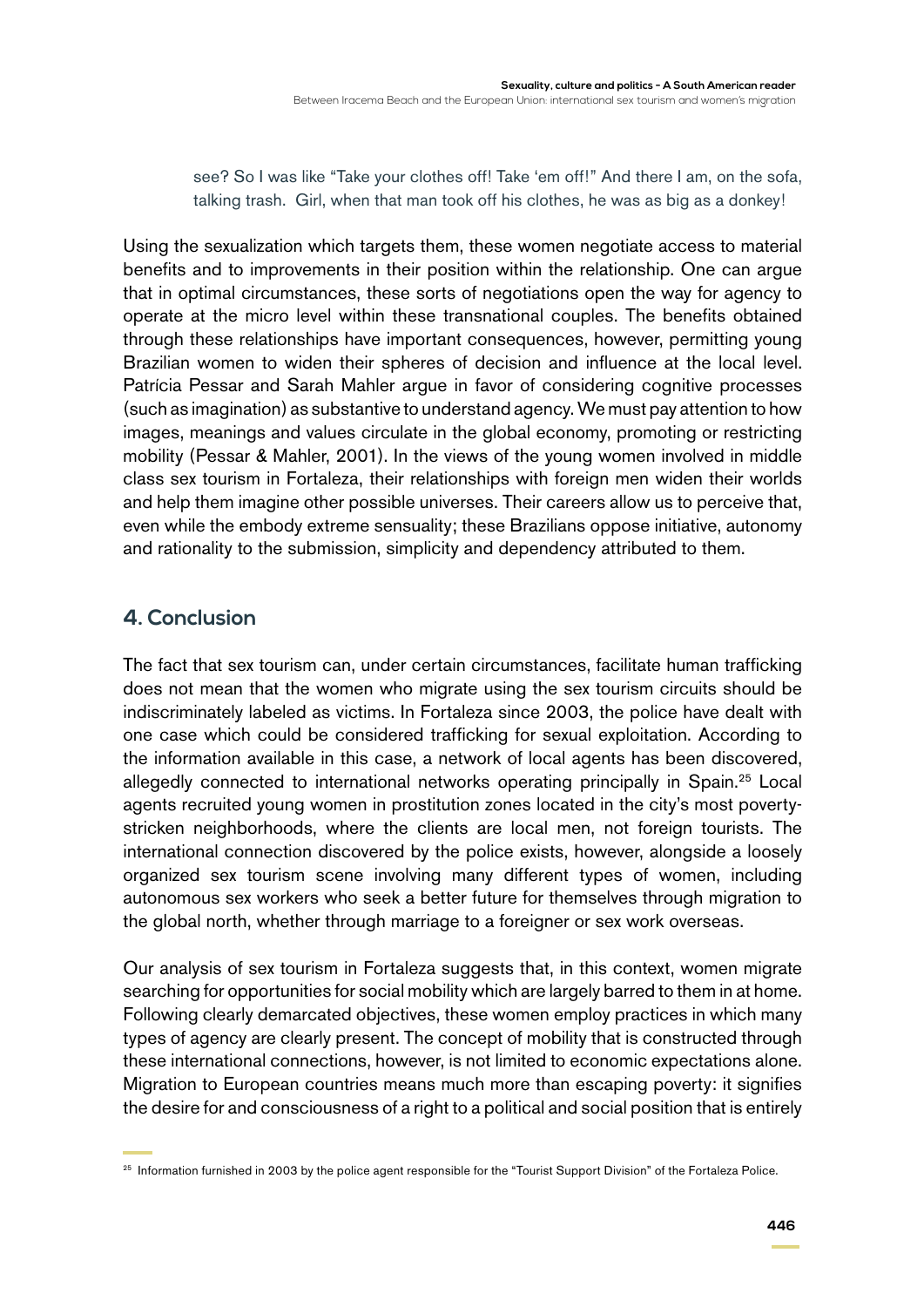> see? So I was like "Take your clothes off! Take 'em off!" And there I am, on the sofa, talking trash. Girl, when that man took off his clothes, he was as big as a donkey!

Using the sexualization which targets them, these women negotiate access to material benefits and to improvements in their position within the relationship. One can argue that in optimal circumstances, these sorts of negotiations open the way for agency to operate at the micro level within these transnational couples. The benefits obtained through these relationships have important consequences, however, permitting young Brazilian women to widen their spheres of decision and influence at the local level. Patrícia Pessar and Sarah Mahler argue in favor of considering cognitive processes (such as imagination) as substantive to understand agency. We must pay attention to how images, meanings and values circulate in the global economy, promoting or restricting mobility (Pessar & Mahler, 2001). In the views of the young women involved in middle class sex tourism in Fortaleza, their relationships with foreign men widen their worlds and help them imagine other possible universes. Their careers allow us to perceive that, even while the embody extreme sensuality; these Brazilians oppose initiative, autonomy and rationality to the submission, simplicity and dependency attributed to them.

## 4. Conclusion

The fact that sex tourism can, under certain circumstances, facilitate human trafficking does not mean that the women who migrate using the sex tourism circuits should be indiscriminately labeled as victims. In Fortaleza since 2003, the police have dealt with one case which could be considered trafficking for sexual exploitation. According to the information available in this case, a network of local agents has been discovered, allegedly connected to international networks operating principally in Spain.[25] Local agents recruited young women in prostitution zones located in the city's most poverty-stricken neighborhoods, where the clients are local men, not foreign tourists. The international connection discovered by the police exists, however, alongside a loosely organized sex tourism scene involving many different types of women, including autonomous sex workers who seek a better future for themselves through migration to the global north, whether through marriage to a foreigner or sex work overseas.

Our analysis of sex tourism in Fortaleza suggests that, in this context, women migrate searching for opportunities for social mobility which are largely barred to them in at home. Following clearly demarcated objectives, these women employ practices in which many types of agency are clearly present. The concept of mobility that is constructed through these international connections, however, is not limited to economic expectations alone. Migration to European countries means much more than escaping poverty: it signifies the desire for and consciousness of a right to a political and social position that is entirely

[25] Information furnished in 2003 by the police agent responsible for the "Tourist Support Division" of the Fortaleza Police.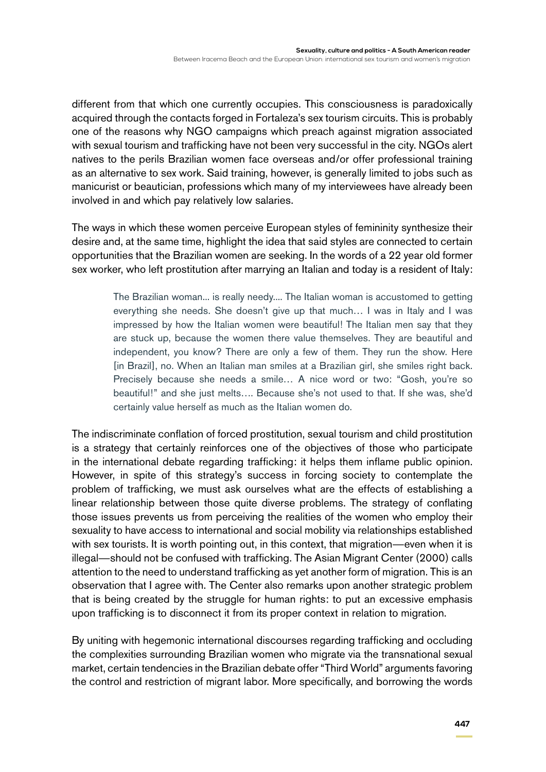different from that which one currently occupies. This consciousness is paradoxically acquired through the contacts forged in Fortaleza's sex tourism circuits. This is probably one of the reasons why NGO campaigns which preach against migration associated with sexual tourism and trafficking have not been very successful in the city. NGOs alert natives to the perils Brazilian women face overseas and/or offer professional training as an alternative to sex work. Said training, however, is generally limited to jobs such as manicurist or beautician, professions which many of my interviewees have already been involved in and which pay relatively low salaries.

The ways in which these women perceive European styles of femininity synthesize their desire and, at the same time, highlight the idea that said styles are connected to certain opportunities that the Brazilian women are seeking. In the words of a 22 year old former sex worker, who left prostitution after marrying an Italian and today is a resident of Italy:

> The Brazilian woman... is really needy.... The Italian woman is accustomed to getting everything she needs. She doesn't give up that much… I was in Italy and I was impressed by how the Italian women were beautiful! The Italian men say that they are stuck up, because the women there value themselves. They are beautiful and independent, you know? There are only a few of them. They run the show. Here [in Brazil], no. When an Italian man smiles at a Brazilian girl, she smiles right back. Precisely because she needs a smile… A nice word or two: "Gosh, you're so beautiful!" and she just melts…. Because she's not used to that. If she was, she'd certainly value herself as much as the Italian women do.

The indiscriminate conflation of forced prostitution, sexual tourism and child prostitution is a strategy that certainly reinforces one of the objectives of those who participate in the international debate regarding trafficking: it helps them inflame public opinion. However, in spite of this strategy's success in forcing society to contemplate the problem of trafficking, we must ask ourselves what are the effects of establishing a linear relationship between those quite diverse problems. The strategy of conflating those issues prevents us from perceiving the realities of the women who employ their sexuality to have access to international and social mobility via relationships established with sex tourists. It is worth pointing out, in this context, that migration—even when it is illegal—should not be confused with trafficking. The Asian Migrant Center (2000) calls attention to the need to understand trafficking as yet another form of migration. This is an observation that I agree with. The Center also remarks upon another strategic problem that is being created by the struggle for human rights: to put an excessive emphasis upon trafficking is to disconnect it from its proper context in relation to migration.

By uniting with hegemonic international discourses regarding trafficking and occluding the complexities surrounding Brazilian women who migrate via the transnational sexual market, certain tendencies in the Brazilian debate offer "Third World" arguments favoring the control and restriction of migrant labor. More specifically, and borrowing the words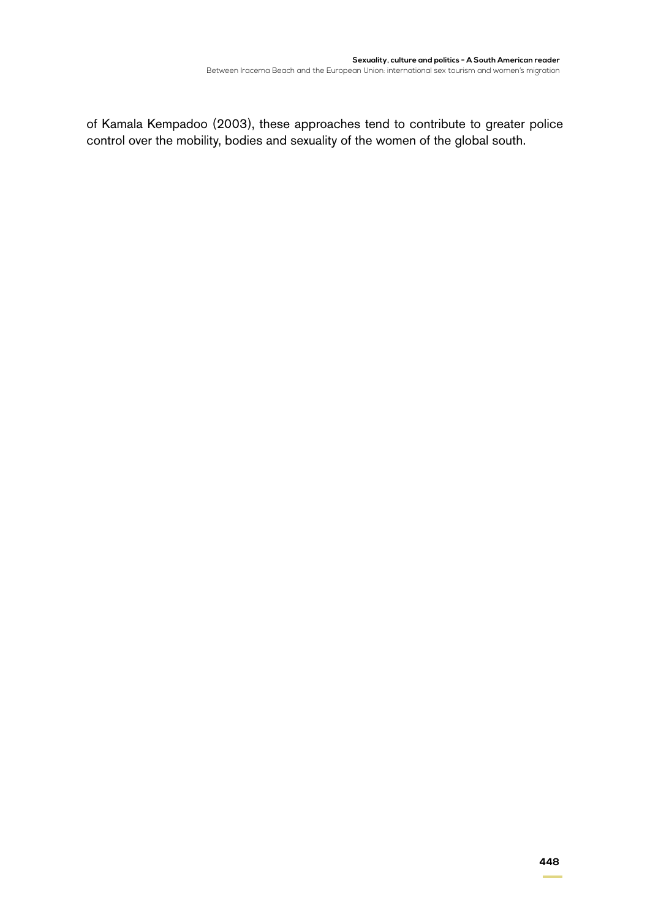of Kamala Kempadoo (2003), these approaches tend to contribute to greater police control over the mobility, bodies and sexuality of the women of the global south.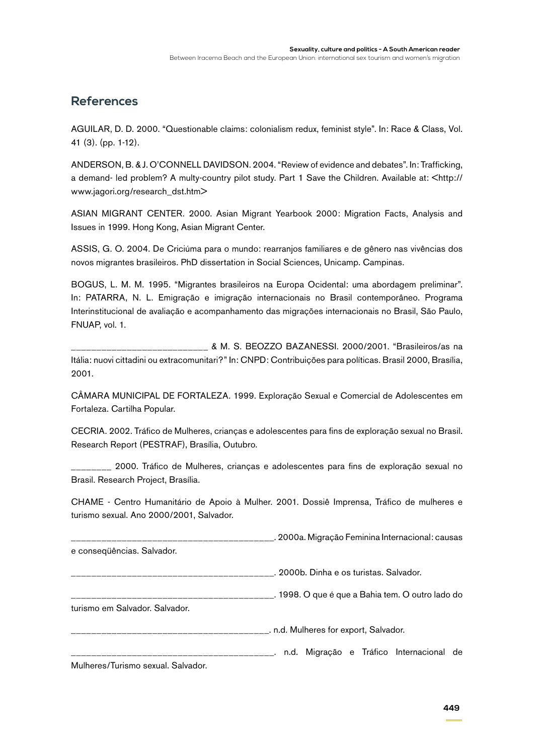## References

AGUILAR, D. D. 2000. “Questionable claims: colonialism redux, feminist style”. In: Race & Class, Vol. 41 (3). (pp. 1-12).

ANDERSON, B. & J. O’CONNELL DAVIDSON. 2004. “Review of evidence and debates”. In: Trafficking, a demand- led problem? A multy-country pilot study. Part 1 Save the Children. Available at: <http://www.jagori.org/research_dst.htm>

ASIAN MIGRANT CENTER. 2000. Asian Migrant Yearbook 2000: Migration Facts, Analysis and Issues in 1999. Hong Kong, Asian Migrant Center.

ASSIS, G. O. 2004. De Criciúma para o mundo: rearranjos familiares e de gênero nas vivências dos novos migrantes brasileiros. PhD dissertation in Social Sciences, Unicamp. Campinas.

BOGUS, L. M. M. 1995. “Migrantes brasileiros na Europa Ocidental: uma abordagem preliminar”. In: PATARRA, N. L. Emigração e imigração internacionais no Brasil contemporâneo. Programa Interinstitucional de avaliação e acompanhamento das migrações internacionais no Brasil, São Paulo, FNUAP, vol. 1.

___________________________ & M. S. BEOZZO BAZANESSI. 2000/2001. “Brasileiros/as na Itália: nuovi cittadini ou extracomunitari?” In: CNPD: Contribuições para políticas. Brasil 2000, Brasília, 2001.

CÂMARA MUNICIPAL DE FORTALEZA. 1999. Exploração Sexual e Comercial de Adolescentes em Fortaleza. Cartilha Popular.

CECRIA. 2002. Tráfico de Mulheres, crianças e adolescentes para fins de exploração sexual no Brasil. Research Report (PESTRAF), Brasília, Outubro.

________ 2000. Tráfico de Mulheres, crianças e adolescentes para fins de exploração sexual no Brasil. Research Project, Brasília.

CHAME - Centro Humanitário de Apoio à Mulher. 2001. Dossiê Imprensa, Tráfico de mulheres e turismo sexual. Ano 2000/2001, Salvador.

_________________________________________. 2000a. Migração Feminina Internacional: causas e conseqüências. Salvador.

_________________________________________. 2000b. Dinha e os turistas. Salvador.

_________________________________________. 1998. O que é que a Bahia tem. O outro lado do turismo em Salvador. Salvador.

________________________________________. n.d. Mulheres for export, Salvador.

_________________________________________. n.d. Migração e Tráfico Internacional de Mulheres/Turismo sexual. Salvador.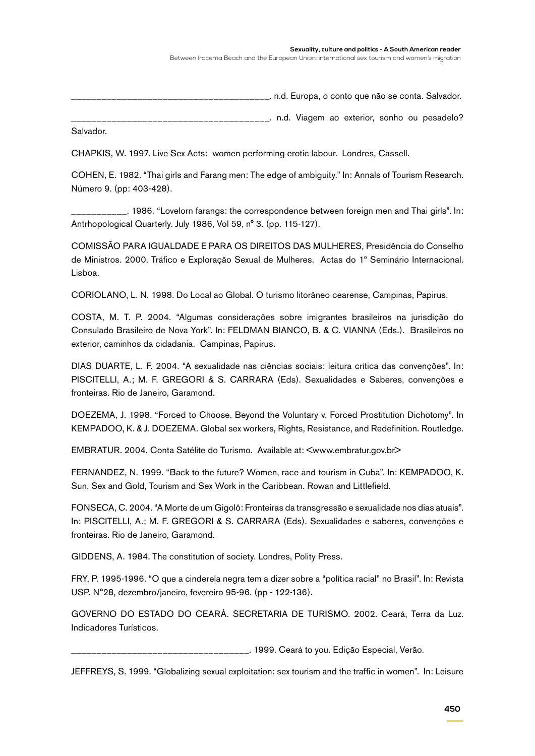_______________________________________. n.d. Europa, o conto que não se conta. Salvador.

_______________________________________. n.d. Viagem ao exterior, sonho ou pesadelo? Salvador.

CHAPKIS, W. 1997. Live Sex Acts: women performing erotic labour. Londres, Cassell.

COHEN, E. 1982. "Thai girls and Farang men: The edge of ambiguity." In: Annals of Tourism Research. Número 9. (pp: 403-428).

___________. 1986. "Lovelorn farangs: the correspondence between foreign men and Thai girls". In: Antrhopological Quarterly. July 1986, Vol 59, nº 3. (pp. 115-127).

COMISSÃO PARA IGUALDADE E PARA OS DIREITOS DAS MULHERES, Presidência do Conselho de Ministros. 2000. Tráfico e Exploração Sexual de Mulheres. Actas do 1º Seminário Internacional. Lisboa.

CORIOLANO, L. N. 1998. Do Local ao Global. O turismo litorâneo cearense, Campinas, Papirus.

COSTA, M. T. P. 2004. "Algumas considerações sobre imigrantes brasileiros na jurisdição do Consulado Brasileiro de Nova York". In: FELDMAN BIANCO, B. & C. VIANNA (Eds.). Brasileiros no exterior, caminhos da cidadania. Campinas, Papirus.

DIAS DUARTE, L. F. 2004. "A sexualidade nas ciências sociais: leitura crítica das convenções". In: PISCITELLI, A.; M. F. GREGORI & S. CARRARA (Eds). Sexualidades e Saberes, convenções e fronteiras. Rio de Janeiro, Garamond.

DOEZEMA, J. 1998. "Forced to Choose. Beyond the Voluntary v. Forced Prostitution Dichotomy". In KEMPADOO, K. & J. DOEZEMA. Global sex workers, Rights, Resistance, and Redefinition. Routledge.

EMBRATUR. 2004. Conta Satélite do Turismo. Available at: <www.embratur.gov.br>

FERNANDEZ, N. 1999. "Back to the future? Women, race and tourism in Cuba". In: KEMPADOO, K. Sun, Sex and Gold, Tourism and Sex Work in the Caribbean. Rowan and Littlefield.

FONSECA, C. 2004. "A Morte de um Gigolô: Fronteiras da transgressão e sexualidade nos dias atuais". In: PISCITELLI, A.; M. F. GREGORI & S. CARRARA (Eds). Sexualidades e saberes, convenções e fronteiras. Rio de Janeiro, Garamond.

GIDDENS, A. 1984. The constitution of society. Londres, Polity Press.

FRY, P. 1995-1996. "O que a cinderela negra tem a dizer sobre a "política racial" no Brasil". In: Revista USP. Nº28, dezembro/janeiro, fevereiro 95-96. (pp - 122-136).

GOVERNO DO ESTADO DO CEARÁ. SECRETARIA DE TURISMO. 2002. Ceará, Terra da Luz. Indicadores Turísticos.

___________________________________. 1999. Ceará to you. Edição Especial, Verão.

JEFFREYS, S. 1999. "Globalizing sexual exploitation: sex tourism and the traffic in women". In: Leisure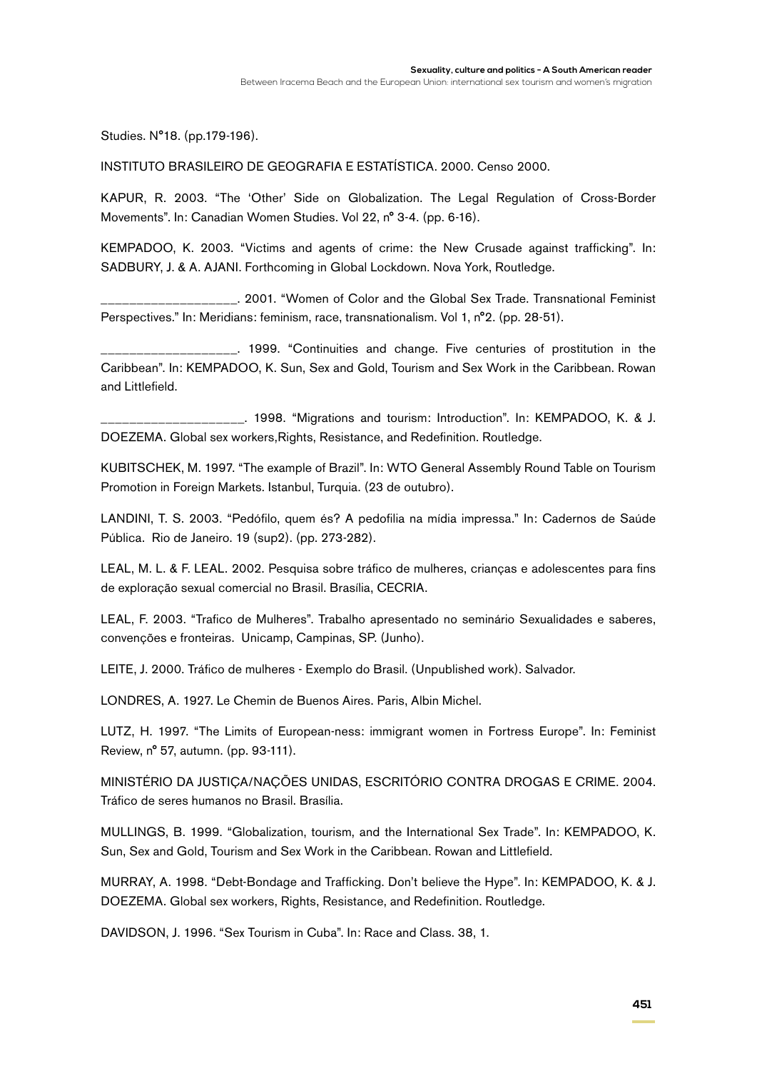Studies. N°18. (pp.179-196).

INSTITUTO BRASILEIRO DE GEOGRAFIA E ESTATÍSTICA. 2000. Censo 2000.

KAPUR, R. 2003. "The 'Other' Side on Globalization. The Legal Regulation of Cross-Border Movements". In: Canadian Women Studies. Vol 22, n° 3-4. (pp. 6-16).

KEMPADOO, K. 2003. "Victims and agents of crime: the New Crusade against trafficking". In: SADBURY, J. & A. AJANI. Forthcoming in Global Lockdown. Nova York, Routledge.

___________________. 2001. "Women of Color and the Global Sex Trade. Transnational Feminist Perspectives." In: Meridians: feminism, race, transnationalism. Vol 1, n°2. (pp. 28-51).

___________________. 1999. "Continuities and change. Five centuries of prostitution in the Caribbean". In: KEMPADOO, K. Sun, Sex and Gold, Tourism and Sex Work in the Caribbean. Rowan and Littlefield.

____________________. 1998. "Migrations and tourism: Introduction". In: KEMPADOO, K. & J. DOEZEMA. Global sex workers,Rights, Resistance, and Redefinition. Routledge.

KUBITSCHEK, M. 1997. "The example of Brazil". In: WTO General Assembly Round Table on Tourism Promotion in Foreign Markets. Istanbul, Turquia. (23 de outubro).

LANDINI, T. S. 2003. "Pedófilo, quem és? A pedofilia na mídia impressa." In: Cadernos de Saúde Pública. Rio de Janeiro. 19 (sup2). (pp. 273-282).

LEAL, M. L. & F. LEAL. 2002. Pesquisa sobre tráfico de mulheres, crianças e adolescentes para fins de exploração sexual comercial no Brasil. Brasília, CECRIA.

LEAL, F. 2003. "Trafico de Mulheres". Trabalho apresentado no seminário Sexualidades e saberes, convenções e fronteiras. Unicamp, Campinas, SP. (Junho).

LEITE, J. 2000. Tráfico de mulheres - Exemplo do Brasil. (Unpublished work). Salvador.

LONDRES, A. 1927. Le Chemin de Buenos Aires. Paris, Albin Michel.

LUTZ, H. 1997. "The Limits of European-ness: immigrant women in Fortress Europe". In: Feminist Review, n° 57, autumn. (pp. 93-111).

MINISTÉRIO DA JUSTIÇA/NAÇÕES UNIDAS, ESCRITÓRIO CONTRA DROGAS E CRIME. 2004. Tráfico de seres humanos no Brasil. Brasília.

MULLINGS, B. 1999. "Globalization, tourism, and the International Sex Trade". In: KEMPADOO, K. Sun, Sex and Gold, Tourism and Sex Work in the Caribbean. Rowan and Littlefield.

MURRAY, A. 1998. "Debt-Bondage and Trafficking. Don't believe the Hype". In: KEMPADOO, K. & J. DOEZEMA. Global sex workers, Rights, Resistance, and Redefinition. Routledge.

DAVIDSON, J. 1996. "Sex Tourism in Cuba". In: Race and Class. 38, 1.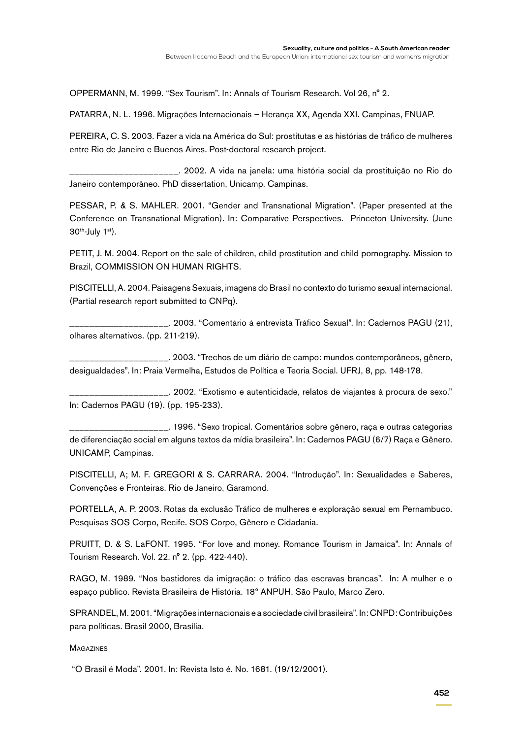OPPERMANN, M. 1999. “Sex Tourism”. In: Annals of Tourism Research. Vol 26, nº 2.

PATARRA, N. L. 1996. Migrações Internacionais – Herança XX, Agenda XXI. Campinas, FNUAP.

PEREIRA, C. S. 2003. Fazer a vida na América do Sul: prostitutas e as histórias de tráfico de mulheres entre Rio de Janeiro e Buenos Aires. Post-doctoral research project.

______________________. 2002. A vida na janela: uma história social da prostituição no Rio do Janeiro contemporâneo. PhD dissertation, Unicamp. Campinas.

PESSAR, P. & S. MAHLER. 2001. “Gender and Transnational Migration”. (Paper presented at the Conference on Transnational Migration). In: Comparative Perspectives. Princeton University. (June 30th-July 1st).

PETIT, J. M. 2004. Report on the sale of children, child prostitution and child pornography. Mission to Brazil, COMMISSION ON HUMAN RIGHTS.

PISCITELLI, A. 2004. Paisagens Sexuais, imagens do Brasil no contexto do turismo sexual internacional. (Partial research report submitted to CNPq).

____________________. 2003. “Comentário à entrevista Tráfico Sexual”. In: Cadernos PAGU (21), olhares alternativos. (pp. 211-219).

____________________. 2003. “Trechos de um diário de campo: mundos contemporâneos, gênero, desigualdades”. In: Praia Vermelha, Estudos de Política e Teoria Social. UFRJ, 8, pp. 148-178.

____________________. 2002. “Exotismo e autenticidade, relatos de viajantes à procura de sexo.” In: Cadernos PAGU (19). (pp. 195-233).

____________________. 1996. “Sexo tropical. Comentários sobre gênero, raça e outras categorias de diferenciação social em alguns textos da mídia brasileira”. In: Cadernos PAGU (6/7) Raça e Gênero. UNICAMP, Campinas.

PISCITELLI, A; M. F. GREGORI & S. CARRARA. 2004. “Introdução”. In: Sexualidades e Saberes, Convenções e Fronteiras. Rio de Janeiro, Garamond.

PORTELLA, A. P. 2003. Rotas da exclusão Tráfico de mulheres e exploração sexual em Pernambuco. Pesquisas SOS Corpo, Recife. SOS Corpo, Gênero e Cidadania.

PRUITT, D. & S. LaFONT. 1995. “For love and money. Romance Tourism in Jamaica”. In: Annals of Tourism Research. Vol. 22, nº 2. (pp. 422-440).

RAGO, M. 1989. “Nos bastidores da imigração: o tráfico das escravas brancas”. In: A mulher e o espaço público. Revista Brasileira de História. 18º ANPUH, São Paulo, Marco Zero.

SPRANDEL, M. 2001. “Migrações internacionais e a sociedade civil brasileira”. In: CNPD: Contribuições para políticas. Brasil 2000, Brasília.

MAGAZINES

“O Brasil é Moda”. 2001. In: Revista Isto é. No. 1681. (19/12/2001).